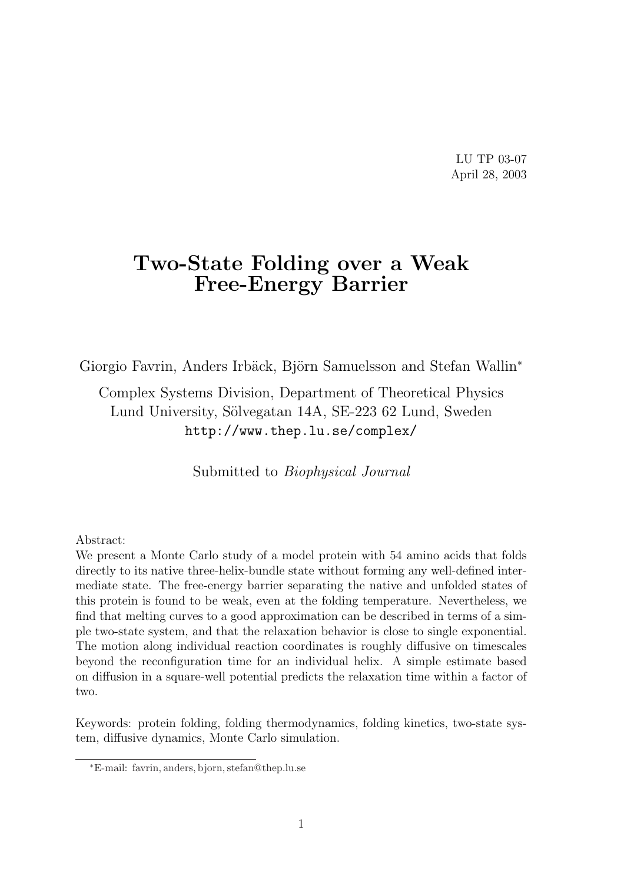LU TP 03-07
April 28, 2003

# Two-State Folding over a Weak Free-Energy Barrier

Giorgio Favrin, Anders Irbäck, Björn Samuelsson and Stefan Wallin*

Complex Systems Division, Department of Theoretical Physics
Lund University, Sölvegatan 14A, SE-223 62 Lund, Sweden
http://www.thep.lu.se/complex/

Submitted to *Biophysical Journal*

Abstract:
We present a Monte Carlo study of a model protein with 54 amino acids that folds directly to its native three-helix-bundle state without forming any well-defined intermediate state. The free-energy barrier separating the native and unfolded states of this protein is found to be weak, even at the folding temperature. Nevertheless, we find that melting curves to a good approximation can be described in terms of a simple two-state system, and that the relaxation behavior is close to single exponential. The motion along individual reaction coordinates is roughly diffusive on timescales beyond the reconfiguration time for an individual helix. A simple estimate based on diffusion in a square-well potential predicts the relaxation time within a factor of two.

Keywords: protein folding, folding thermodynamics, folding kinetics, two-state system, diffusive dynamics, Monte Carlo simulation.

*E-mail: favrin, anders, bjorn, stefan@thep.lu.se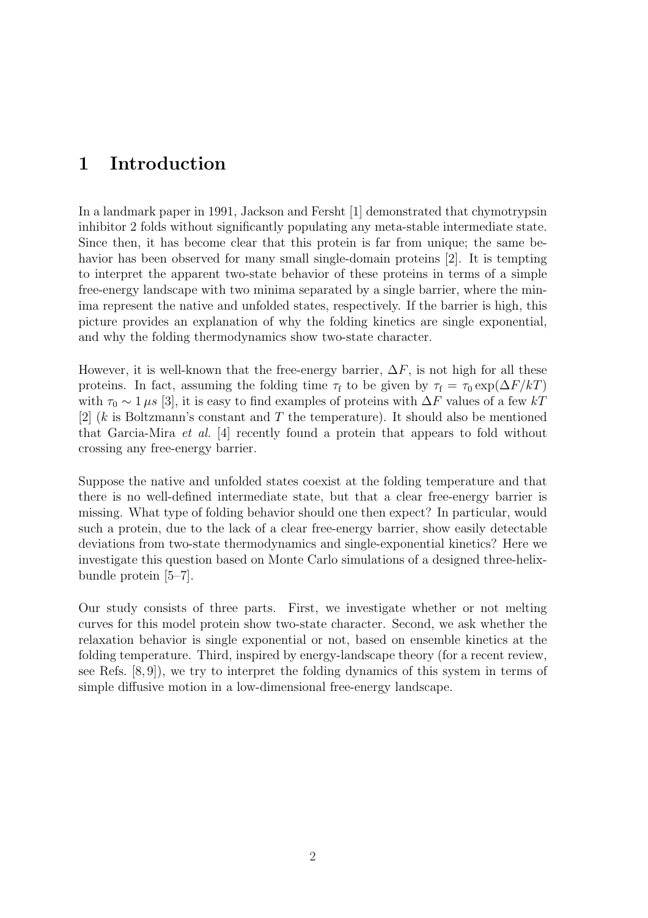# 1 Introduction

In a landmark paper in 1991, Jackson and Fersht [1] demonstrated that chymotrypsin inhibitor 2 folds without significantly populating any meta-stable intermediate state. Since then, it has become clear that this protein is far from unique; the same behavior has been observed for many small single-domain proteins [2]. It is tempting to interpret the apparent two-state behavior of these proteins in terms of a simple free-energy landscape with two minima separated by a single barrier, where the minima represent the native and unfolded states, respectively. If the barrier is high, this picture provides an explanation of why the folding kinetics are single exponential, and why the folding thermodynamics show two-state character.

However, it is well-known that the free-energy barrier, $\Delta F$, is not high for all these proteins. In fact, assuming the folding time $\tau_\mathrm{f}$ to be given by $\tau_\mathrm{f} = \tau_0 \exp(\Delta F/kT)$ with $\tau_0 \sim 1\,\mu s$ [3], it is easy to find examples of proteins with $\Delta F$ values of a few $kT$ [2] ($k$ is Boltzmann's constant and $T$ the temperature). It should also be mentioned that Garcia-Mira *et al.* [4] recently found a protein that appears to fold without crossing any free-energy barrier.

Suppose the native and unfolded states coexist at the folding temperature and that there is no well-defined intermediate state, but that a clear free-energy barrier is missing. What type of folding behavior should one then expect? In particular, would such a protein, due to the lack of a clear free-energy barrier, show easily detectable deviations from two-state thermodynamics and single-exponential kinetics? Here we investigate this question based on Monte Carlo simulations of a designed three-helix-bundle protein [5–7].

Our study consists of three parts. First, we investigate whether or not melting curves for this model protein show two-state character. Second, we ask whether the relaxation behavior is single exponential or not, based on ensemble kinetics at the folding temperature. Third, inspired by energy-landscape theory (for a recent review, see Refs. [8, 9]), we try to interpret the folding dynamics of this system in terms of simple diffusive motion in a low-dimensional free-energy landscape.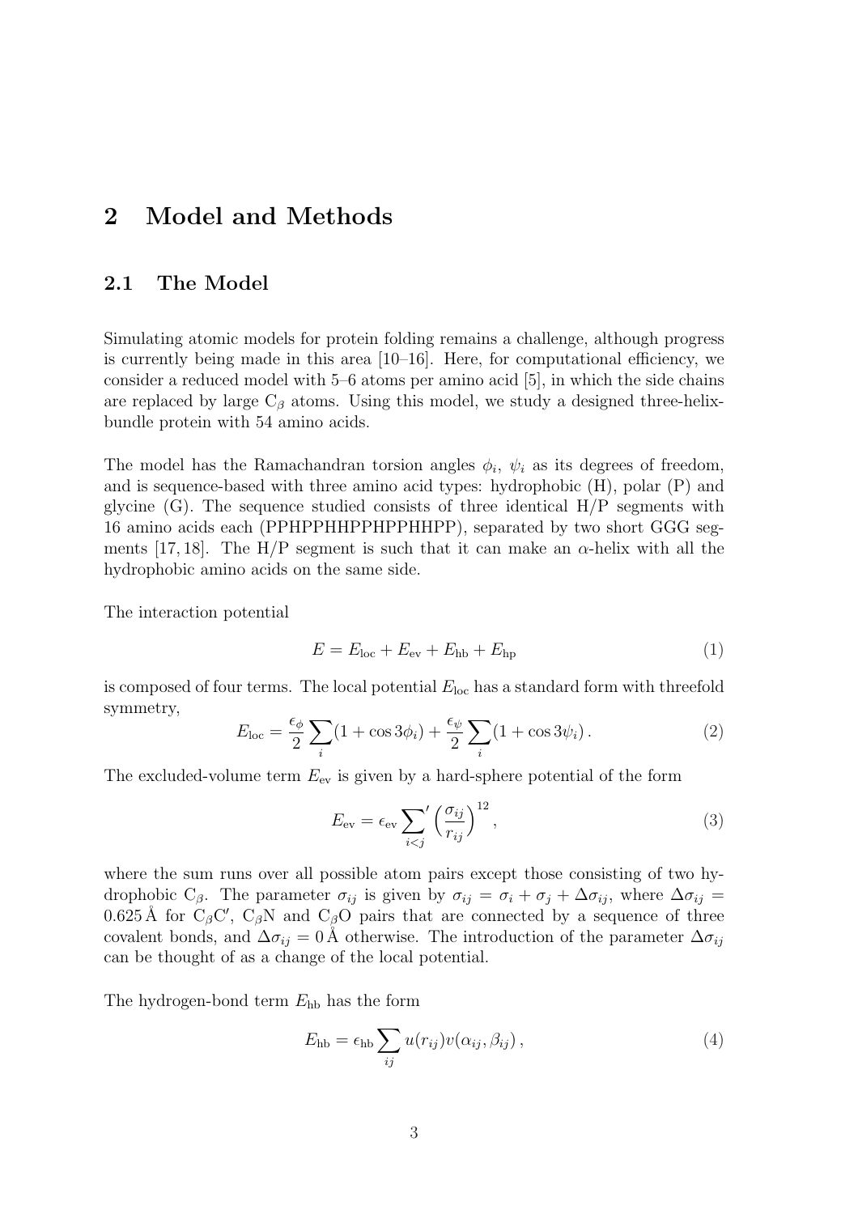# 2 Model and Methods

## 2.1 The Model

Simulating atomic models for protein folding remains a challenge, although progress is currently being made in this area [10–16]. Here, for computational efficiency, we consider a reduced model with 5–6 atoms per amino acid [5], in which the side chains are replaced by large $C_\beta$ atoms. Using this model, we study a designed three-helix-bundle protein with 54 amino acids.

The model has the Ramachandran torsion angles $\phi_i$, $\psi_i$ as its degrees of freedom, and is sequence-based with three amino acid types: hydrophobic (H), polar (P) and glycine (G). The sequence studied consists of three identical H/P segments with 16 amino acids each (PPHPPHHPPHPPHHPP), separated by two short GGG segments [17, 18]. The H/P segment is such that it can make an $\alpha$-helix with all the hydrophobic amino acids on the same side.

The interaction potential

$$E = E_{\text{loc}} + E_{\text{ev}} + E_{\text{hb}} + E_{\text{hp}} \tag{1}$$

is composed of four terms. The local potential $E_{\text{loc}}$ has a standard form with threefold symmetry,

$$E_{\text{loc}} = \frac{\epsilon_\phi}{2} \sum_i (1 + \cos 3\phi_i) + \frac{\epsilon_\psi}{2} \sum_i (1 + \cos 3\psi_i)\,. \tag{2}$$

The excluded-volume term $E_{\text{ev}}$ is given by a hard-sphere potential of the form

$$E_{\text{ev}} = \epsilon_{\text{ev}} \sum_{i<j}{}' \left( \frac{\sigma_{ij}}{r_{ij}} \right)^{12}, \tag{3}$$

where the sum runs over all possible atom pairs except those consisting of two hydrophobic $C_\beta$. The parameter $\sigma_{ij}$ is given by $\sigma_{ij} = \sigma_i + \sigma_j + \Delta\sigma_{ij}$, where $\Delta\sigma_{ij} = 0.625\,\text{Å}$ for $C_\beta C'$, $C_\beta N$ and $C_\beta O$ pairs that are connected by a sequence of three covalent bonds, and $\Delta\sigma_{ij} = 0\,\text{Å}$ otherwise. The introduction of the parameter $\Delta\sigma_{ij}$ can be thought of as a change of the local potential.

The hydrogen-bond term $E_{\text{hb}}$ has the form

$$E_{\text{hb}} = \epsilon_{\text{hb}} \sum_{ij} u(r_{ij}) v(\alpha_{ij}, \beta_{ij})\,, \tag{4}$$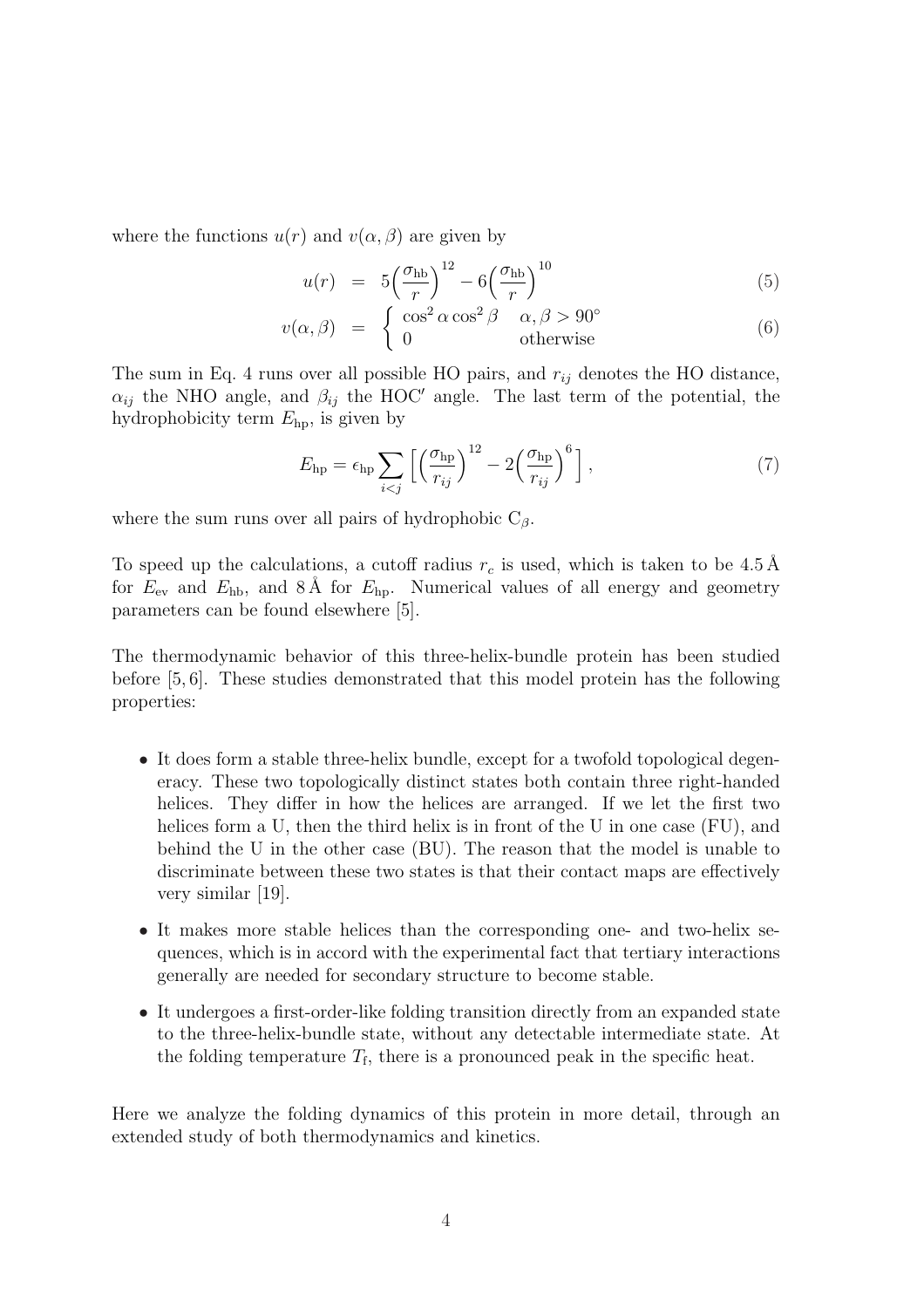where the functions $u(r)$ and $v(\alpha, \beta)$ are given by

$$u(r) = 5\Big(\frac{\sigma_{\rm hb}}{r}\Big)^{12} - 6\Big(\frac{\sigma_{\rm hb}}{r}\Big)^{10} \tag{5}$$

$$v(\alpha, \beta) = \begin{cases} \cos^2\alpha \cos^2\beta & \alpha, \beta > 90^\circ \\ 0 & \text{otherwise} \end{cases} \tag{6}$$

The sum in Eq. 4 runs over all possible HO pairs, and $r_{ij}$ denotes the HO distance, $\alpha_{ij}$ the NHO angle, and $\beta_{ij}$ the HOC$'$ angle. The last term of the potential, the hydrophobicity term $E_{\rm hp}$, is given by

$$E_{\rm hp} = \epsilon_{\rm hp} \sum_{i<j} \Big[ \Big(\frac{\sigma_{\rm hp}}{r_{ij}}\Big)^{12} - 2\Big(\frac{\sigma_{\rm hp}}{r_{ij}}\Big)^{6} \Big], \tag{7}$$

where the sum runs over all pairs of hydrophobic $C_\beta$.

To speed up the calculations, a cutoff radius $r_c$ is used, which is taken to be 4.5 Å for $E_{\rm ev}$ and $E_{\rm hb}$, and 8 Å for $E_{\rm hp}$. Numerical values of all energy and geometry parameters can be found elsewhere [5].

The thermodynamic behavior of this three-helix-bundle protein has been studied before [5, 6]. These studies demonstrated that this model protein has the following properties:

- It does form a stable three-helix bundle, except for a twofold topological degeneracy. These two topologically distinct states both contain three right-handed helices. They differ in how the helices are arranged. If we let the first two helices form a U, then the third helix is in front of the U in one case (FU), and behind the U in the other case (BU). The reason that the model is unable to discriminate between these two states is that their contact maps are effectively very similar [19].
- It makes more stable helices than the corresponding one- and two-helix sequences, which is in accord with the experimental fact that tertiary interactions generally are needed for secondary structure to become stable.
- It undergoes a first-order-like folding transition directly from an expanded state to the three-helix-bundle state, without any detectable intermediate state. At the folding temperature $T_{\rm f}$, there is a pronounced peak in the specific heat.

Here we analyze the folding dynamics of this protein in more detail, through an extended study of both thermodynamics and kinetics.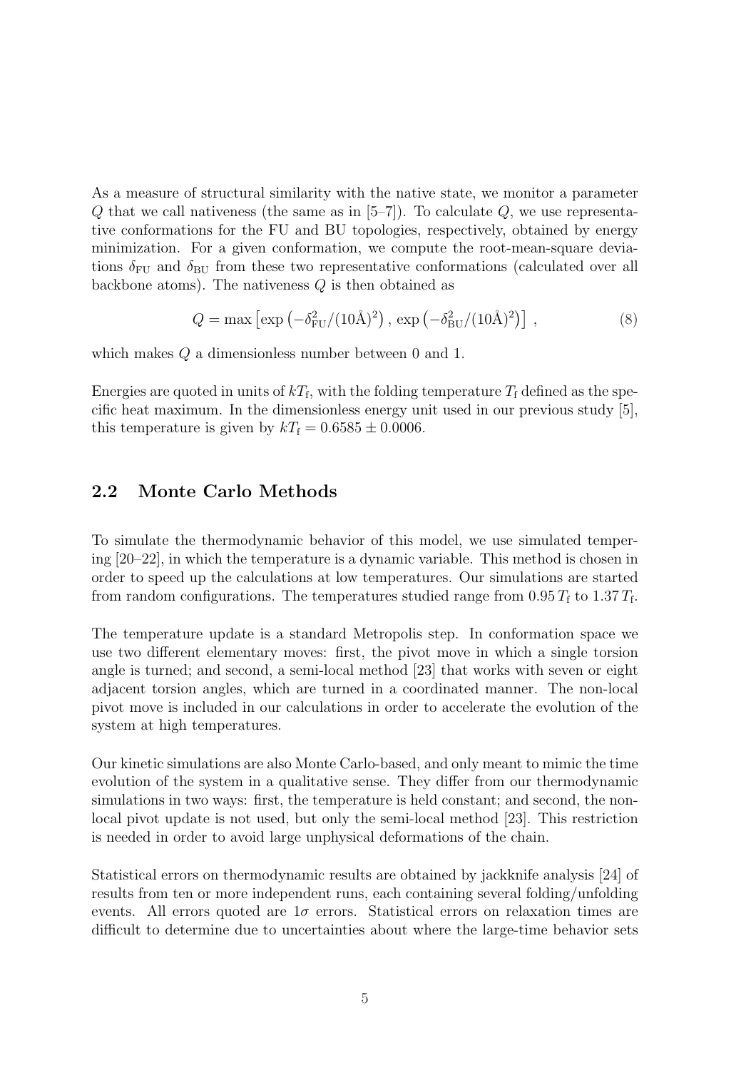As a measure of structural similarity with the native state, we monitor a parameter $Q$ that we call nativeness (the same as in [5–7]). To calculate $Q$, we use representative conformations for the FU and BU topologies, respectively, obtained by energy minimization. For a given conformation, we compute the root-mean-square deviations $\delta_{\rm FU}$ and $\delta_{\rm BU}$ from these two representative conformations (calculated over all backbone atoms). The nativeness $Q$ is then obtained as

$$Q = \max\left[\exp\left(-\delta_{\rm FU}^2/(10\text{Å})^2\right), \, \exp\left(-\delta_{\rm BU}^2/(10\text{Å})^2\right)\right] , \tag{8}$$

which makes $Q$ a dimensionless number between 0 and 1.

Energies are quoted in units of $kT_{\rm f}$, with the folding temperature $T_{\rm f}$ defined as the specific heat maximum. In the dimensionless energy unit used in our previous study [5], this temperature is given by $kT_{\rm f} = 0.6585 \pm 0.0006$.

## 2.2 Monte Carlo Methods

To simulate the thermodynamic behavior of this model, we use simulated tempering [20–22], in which the temperature is a dynamic variable. This method is chosen in order to speed up the calculations at low temperatures. Our simulations are started from random configurations. The temperatures studied range from $0.95\,T_{\rm f}$ to $1.37\,T_{\rm f}$.

The temperature update is a standard Metropolis step. In conformation space we use two different elementary moves: first, the pivot move in which a single torsion angle is turned; and second, a semi-local method [23] that works with seven or eight adjacent torsion angles, which are turned in a coordinated manner. The non-local pivot move is included in our calculations in order to accelerate the evolution of the system at high temperatures.

Our kinetic simulations are also Monte Carlo-based, and only meant to mimic the time evolution of the system in a qualitative sense. They differ from our thermodynamic simulations in two ways: first, the temperature is held constant; and second, the non-local pivot update is not used, but only the semi-local method [23]. This restriction is needed in order to avoid large unphysical deformations of the chain.

Statistical errors on thermodynamic results are obtained by jackknife analysis [24] of results from ten or more independent runs, each containing several folding/unfolding events. All errors quoted are $1\sigma$ errors. Statistical errors on relaxation times are difficult to determine due to uncertainties about where the large-time behavior sets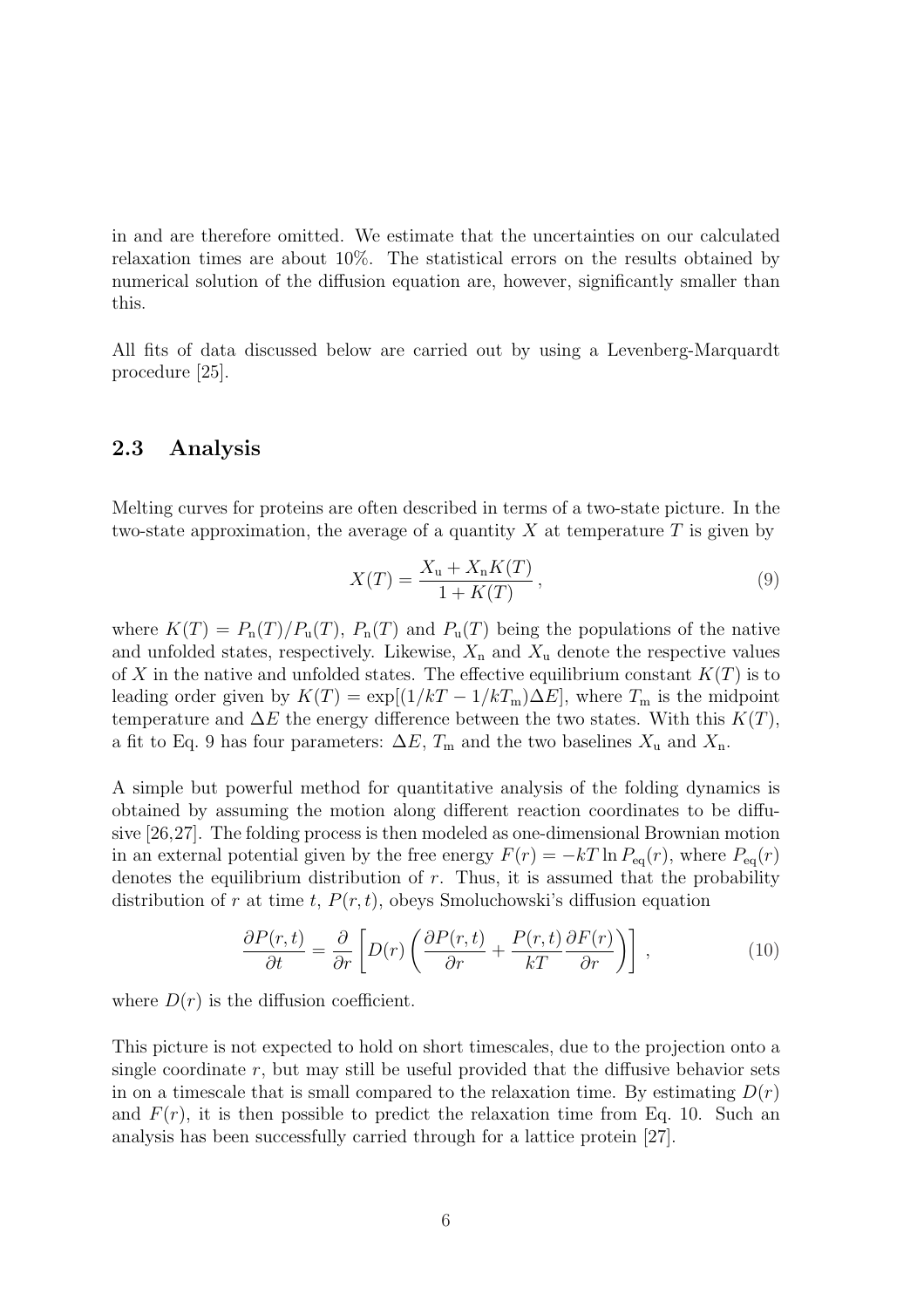in and are therefore omitted. We estimate that the uncertainties on our calculated relaxation times are about 10%. The statistical errors on the results obtained by numerical solution of the diffusion equation are, however, significantly smaller than this.

All fits of data discussed below are carried out by using a Levenberg-Marquardt procedure [25].

## 2.3 Analysis

Melting curves for proteins are often described in terms of a two-state picture. In the two-state approximation, the average of a quantity $X$ at temperature $T$ is given by

$$X(T) = \frac{X_\mathrm{u} + X_\mathrm{n} K(T)}{1 + K(T)}\,, \tag{9}$$

where $K(T) = P_\mathrm{n}(T)/P_\mathrm{u}(T)$, $P_\mathrm{n}(T)$ and $P_\mathrm{u}(T)$ being the populations of the native and unfolded states, respectively. Likewise, $X_\mathrm{n}$ and $X_\mathrm{u}$ denote the respective values of $X$ in the native and unfolded states. The effective equilibrium constant $K(T)$ is to leading order given by $K(T) = \exp[(1/kT - 1/kT_\mathrm{m})\Delta E]$, where $T_\mathrm{m}$ is the midpoint temperature and $\Delta E$ the energy difference between the two states. With this $K(T)$, a fit to Eq. 9 has four parameters: $\Delta E$, $T_\mathrm{m}$ and the two baselines $X_\mathrm{u}$ and $X_\mathrm{n}$.

A simple but powerful method for quantitative analysis of the folding dynamics is obtained by assuming the motion along different reaction coordinates to be diffusive [26,27]. The folding process is then modeled as one-dimensional Brownian motion in an external potential given by the free energy $F(r) = -kT \ln P_\mathrm{eq}(r)$, where $P_\mathrm{eq}(r)$ denotes the equilibrium distribution of $r$. Thus, it is assumed that the probability distribution of $r$ at time $t$, $P(r,t)$, obeys Smoluchowski's diffusion equation

$$\frac{\partial P(r,t)}{\partial t} = \frac{\partial}{\partial r}\left[D(r)\left(\frac{\partial P(r,t)}{\partial r} + \frac{P(r,t)}{kT}\frac{\partial F(r)}{\partial r}\right)\right]\,, \tag{10}$$

where $D(r)$ is the diffusion coefficient.

This picture is not expected to hold on short timescales, due to the projection onto a single coordinate $r$, but may still be useful provided that the diffusive behavior sets in on a timescale that is small compared to the relaxation time. By estimating $D(r)$ and $F(r)$, it is then possible to predict the relaxation time from Eq. 10. Such an analysis has been successfully carried through for a lattice protein [27].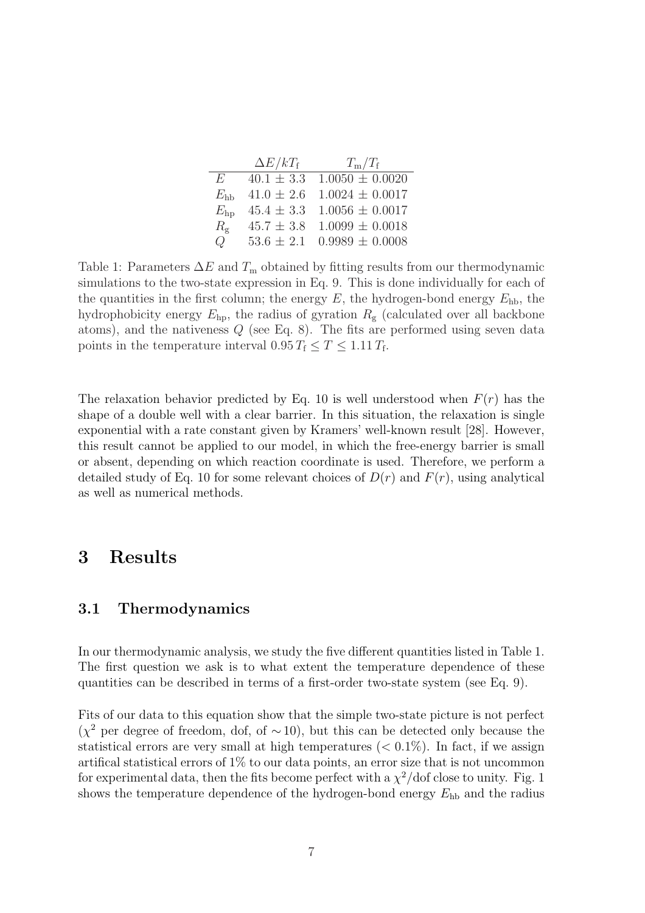|  | $\Delta E/kT_{\mathrm{f}}$ | $T_{\mathrm{m}}/T_{\mathrm{f}}$ |
|---|---|---|
| $E$ | $40.1 \pm 3.3$ | $1.0050 \pm 0.0020$ |
| $E_{\mathrm{hb}}$ | $41.0 \pm 2.6$ | $1.0024 \pm 0.0017$ |
| $E_{\mathrm{hp}}$ | $45.4 \pm 3.3$ | $1.0056 \pm 0.0017$ |
| $R_{\mathrm{g}}$ | $45.7 \pm 3.8$ | $1.0099 \pm 0.0018$ |
| $Q$ | $53.6 \pm 2.1$ | $0.9989 \pm 0.0008$ |

Table 1: Parameters $\Delta E$ and $T_{\mathrm{m}}$ obtained by fitting results from our thermodynamic simulations to the two-state expression in Eq. 9. This is done individually for each of the quantities in the first column; the energy $E$, the hydrogen-bond energy $E_{\mathrm{hb}}$, the hydrophobicity energy $E_{\mathrm{hp}}$, the radius of gyration $R_{\mathrm{g}}$ (calculated over all backbone atoms), and the nativeness $Q$ (see Eq. 8). The fits are performed using seven data points in the temperature interval $0.95\,T_{\mathrm{f}} \leq T \leq 1.11\,T_{\mathrm{f}}$.

The relaxation behavior predicted by Eq. 10 is well understood when $F(r)$ has the shape of a double well with a clear barrier. In this situation, the relaxation is single exponential with a rate constant given by Kramers' well-known result [28]. However, this result cannot be applied to our model, in which the free-energy barrier is small or absent, depending on which reaction coordinate is used. Therefore, we perform a detailed study of Eq. 10 for some relevant choices of $D(r)$ and $F(r)$, using analytical as well as numerical methods.

# 3 Results

## 3.1 Thermodynamics

In our thermodynamic analysis, we study the five different quantities listed in Table 1. The first question we ask is to what extent the temperature dependence of these quantities can be described in terms of a first-order two-state system (see Eq. 9).

Fits of our data to this equation show that the simple two-state picture is not perfect ($\chi^2$ per degree of freedom, dof, of $\sim 10$), but this can be detected only because the statistical errors are very small at high temperatures ($< 0.1\%$). In fact, if we assign artifical statistical errors of 1% to our data points, an error size that is not uncommon for experimental data, then the fits become perfect with a $\chi^2$/dof close to unity. Fig. 1 shows the temperature dependence of the hydrogen-bond energy $E_{\mathrm{hb}}$ and the radius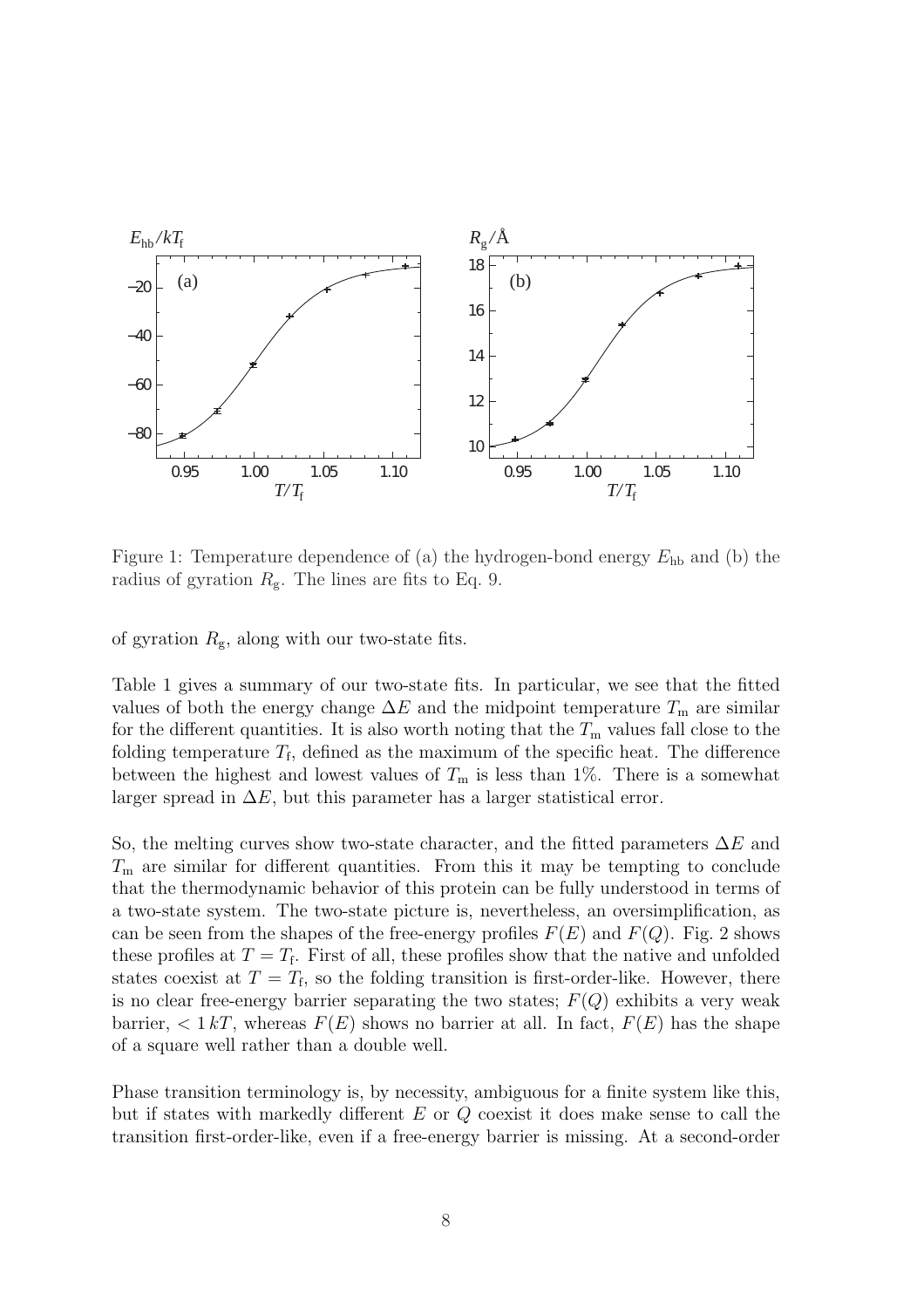Figure 1: Temperature dependence of (a) the hydrogen-bond energy $E_{\mathrm{hb}}$ and (b) the radius of gyration $R_{\mathrm{g}}$. The lines are fits to Eq. 9.

of gyration $R_{\mathrm{g}}$, along with our two-state fits.

Table 1 gives a summary of our two-state fits. In particular, we see that the fitted values of both the energy change $\Delta E$ and the midpoint temperature $T_{\mathrm{m}}$ are similar for the different quantities. It is also worth noting that the $T_{\mathrm{m}}$ values fall close to the folding temperature $T_{\mathrm{f}}$, defined as the maximum of the specific heat. The difference between the highest and lowest values of $T_{\mathrm{m}}$ is less than 1%. There is a somewhat larger spread in $\Delta E$, but this parameter has a larger statistical error.

So, the melting curves show two-state character, and the fitted parameters $\Delta E$ and $T_{\mathrm{m}}$ are similar for different quantities. From this it may be tempting to conclude that the thermodynamic behavior of this protein can be fully understood in terms of a two-state system. The two-state picture is, nevertheless, an oversimplification, as can be seen from the shapes of the free-energy profiles $F(E)$ and $F(Q)$. Fig. 2 shows these profiles at $T = T_{\mathrm{f}}$. First of all, these profiles show that the native and unfolded states coexist at $T = T_{\mathrm{f}}$, so the folding transition is first-order-like. However, there is no clear free-energy barrier separating the two states; $F(Q)$ exhibits a very weak barrier, $< 1\,kT$, whereas $F(E)$ shows no barrier at all. In fact, $F(E)$ has the shape of a square well rather than a double well.

Phase transition terminology is, by necessity, ambiguous for a finite system like this, but if states with markedly different $E$ or $Q$ coexist it does make sense to call the transition first-order-like, even if a free-energy barrier is missing. At a second-order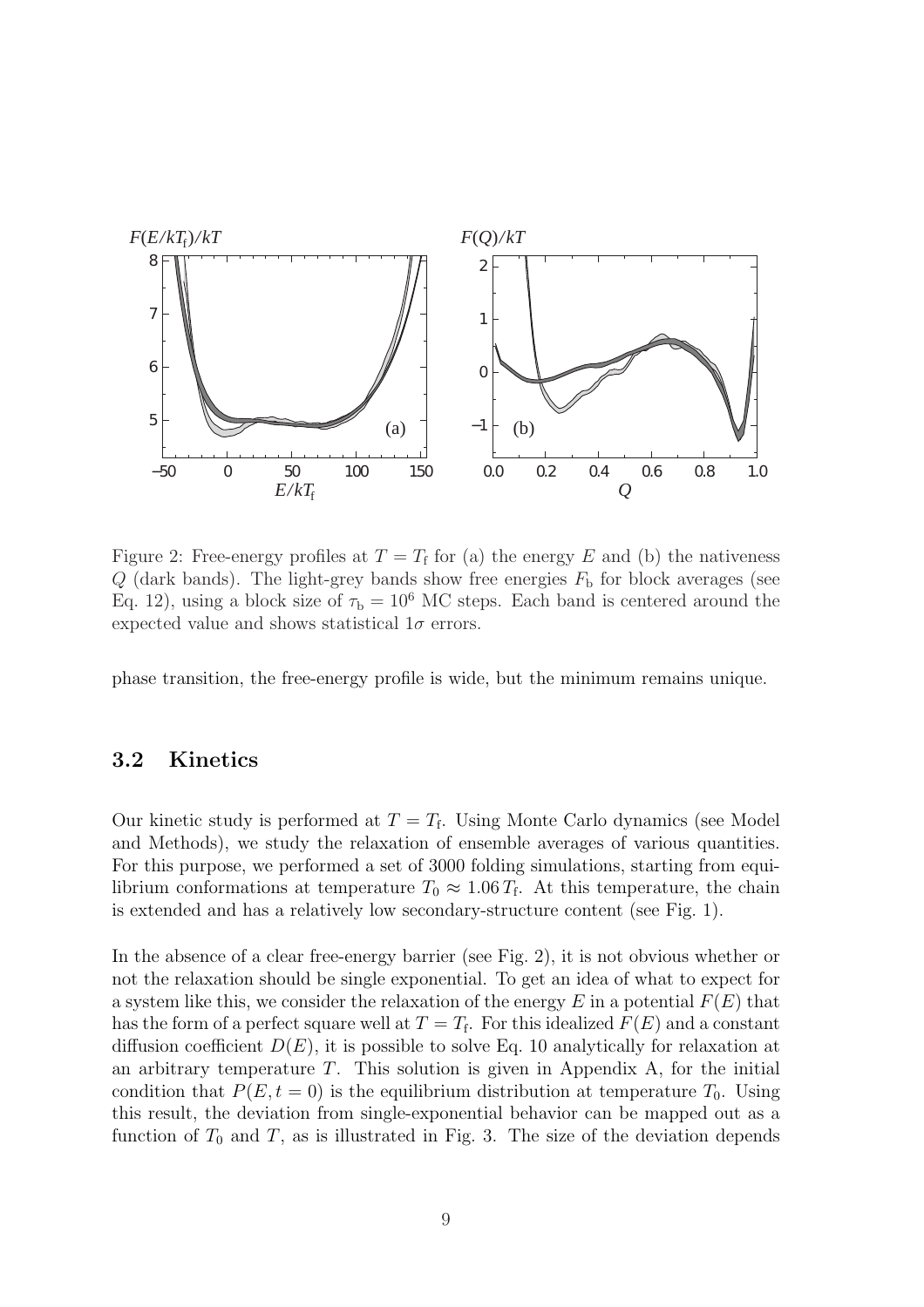Figure 2: Free-energy profiles at $T = T_\mathrm{f}$ for (a) the energy $E$ and (b) the nativeness $Q$ (dark bands). The light-grey bands show free energies $F_\mathrm{b}$ for block averages (see Eq. 12), using a block size of $\tau_\mathrm{b} = 10^6$ MC steps. Each band is centered around the expected value and shows statistical $1\sigma$ errors.

phase transition, the free-energy profile is wide, but the minimum remains unique.

## 3.2 Kinetics

Our kinetic study is performed at $T = T_\mathrm{f}$. Using Monte Carlo dynamics (see Model and Methods), we study the relaxation of ensemble averages of various quantities. For this purpose, we performed a set of 3000 folding simulations, starting from equilibrium conformations at temperature $T_0 \approx 1.06\, T_\mathrm{f}$. At this temperature, the chain is extended and has a relatively low secondary-structure content (see Fig. 1).

In the absence of a clear free-energy barrier (see Fig. 2), it is not obvious whether or not the relaxation should be single exponential. To get an idea of what to expect for a system like this, we consider the relaxation of the energy $E$ in a potential $F(E)$ that has the form of a perfect square well at $T = T_\mathrm{f}$. For this idealized $F(E)$ and a constant diffusion coefficient $D(E)$, it is possible to solve Eq. 10 analytically for relaxation at an arbitrary temperature $T$. This solution is given in Appendix A, for the initial condition that $P(E, t = 0)$ is the equilibrium distribution at temperature $T_0$. Using this result, the deviation from single-exponential behavior can be mapped out as a function of $T_0$ and $T$, as is illustrated in Fig. 3. The size of the deviation depends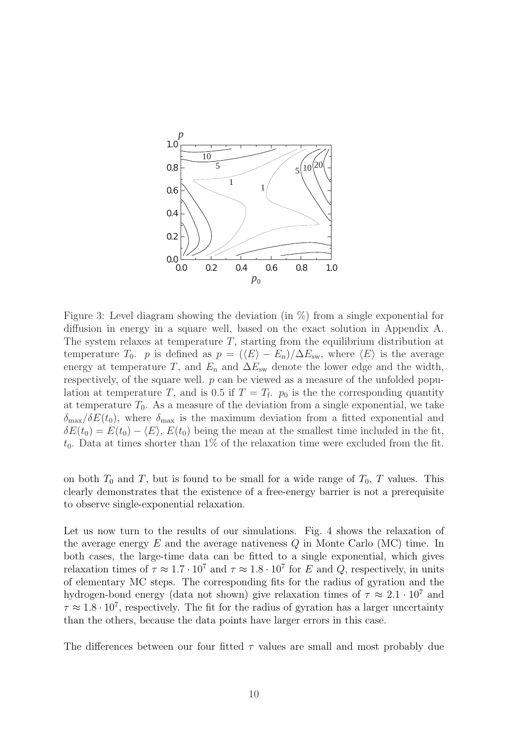Figure 3: Level diagram showing the deviation (in %) from a single exponential for diffusion in energy in a square well, based on the exact solution in Appendix A. The system relaxes at temperature $T$, starting from the equilibrium distribution at temperature $T_0$. $p$ is defined as $p = (\langle E \rangle - E_\mathrm{n})/\Delta E_\mathrm{sw}$, where $\langle E \rangle$ is the average energy at temperature $T$, and $E_\mathrm{n}$ and $\Delta E_\mathrm{sw}$ denote the lower edge and the width, respectively, of the square well. $p$ can be viewed as a measure of the unfolded population at temperature $T$, and is 0.5 if $T = T_\mathrm{f}$. $p_0$ is the the corresponding quantity at temperature $T_0$. As a measure of the deviation from a single exponential, we take $\delta_\mathrm{max}/\delta E(t_0)$, where $\delta_\mathrm{max}$ is the maximum deviation from a fitted exponential and $\delta E(t_0) = E(t_0) - \langle E \rangle$, $E(t_0)$ being the mean at the smallest time included in the fit, $t_0$. Data at times shorter than 1% of the relaxation time were excluded from the fit.

on both $T_0$ and $T$, but is found to be small for a wide range of $T_0$, $T$ values. This clearly demonstrates that the existence of a free-energy barrier is not a prerequisite to observe single-exponential relaxation.

Let us now turn to the results of our simulations. Fig. 4 shows the relaxation of the average energy $E$ and the average nativeness $Q$ in Monte Carlo (MC) time. In both cases, the large-time data can be fitted to a single exponential, which gives relaxation times of $\tau \approx 1.7 \cdot 10^7$ and $\tau \approx 1.8 \cdot 10^7$ for $E$ and $Q$, respectively, in units of elementary MC steps. The corresponding fits for the radius of gyration and the hydrogen-bond energy (data not shown) give relaxation times of $\tau \approx 2.1 \cdot 10^7$ and $\tau \approx 1.8 \cdot 10^7$, respectively. The fit for the radius of gyration has a larger uncertainty than the others, because the data points have larger errors in this case.

The differences between our four fitted $\tau$ values are small and most probably due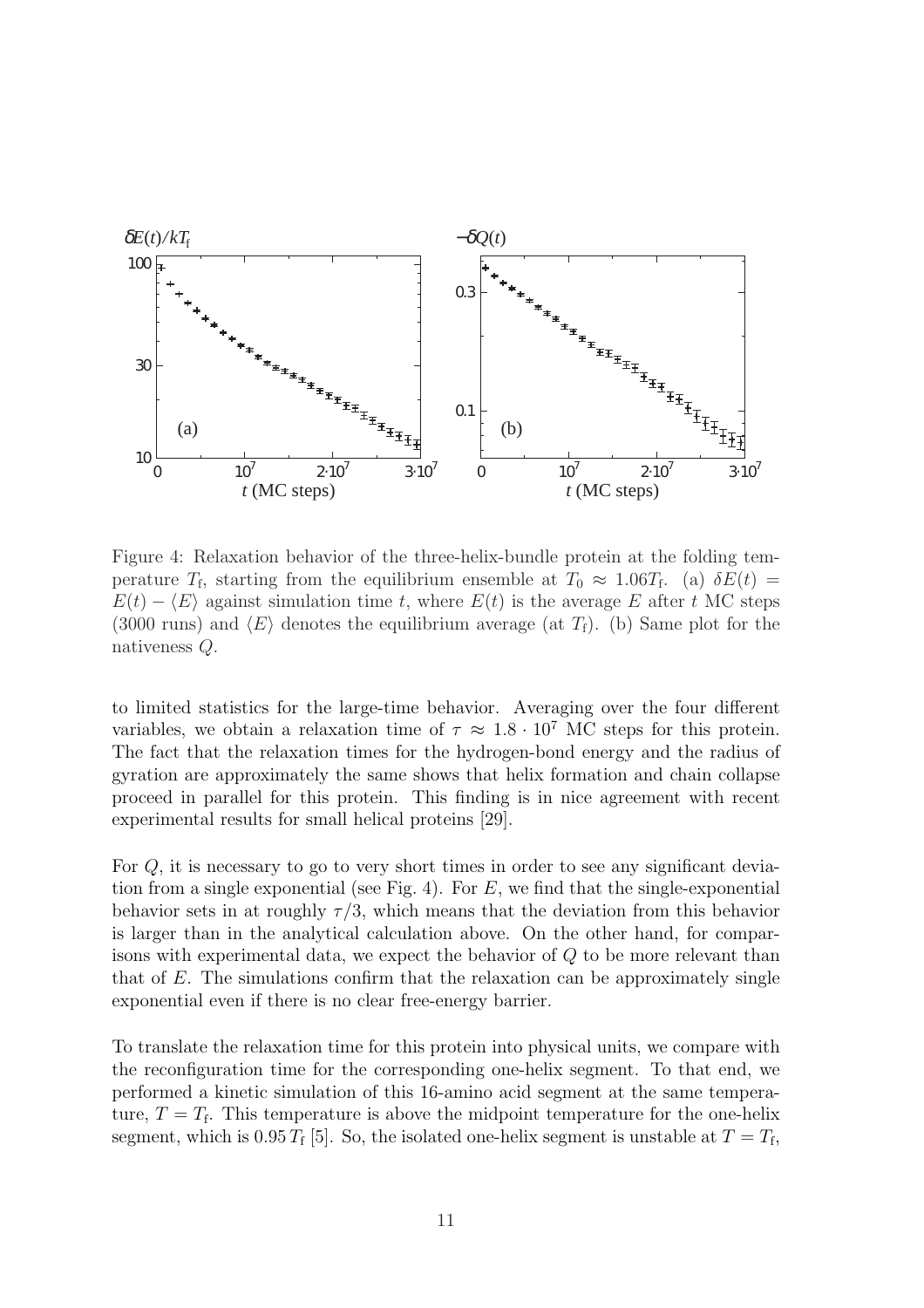Figure 4: Relaxation behavior of the three-helix-bundle protein at the folding temperature $T_\mathrm{f}$, starting from the equilibrium ensemble at $T_0 \approx 1.06T_\mathrm{f}$. (a) $\delta E(t) = E(t) - \langle E \rangle$ against simulation time $t$, where $E(t)$ is the average $E$ after $t$ MC steps (3000 runs) and $\langle E \rangle$ denotes the equilibrium average (at $T_\mathrm{f}$). (b) Same plot for the nativeness $Q$.

to limited statistics for the large-time behavior. Averaging over the four different variables, we obtain a relaxation time of $\tau \approx 1.8 \cdot 10^7$ MC steps for this protein. The fact that the relaxation times for the hydrogen-bond energy and the radius of gyration are approximately the same shows that helix formation and chain collapse proceed in parallel for this protein. This finding is in nice agreement with recent experimental results for small helical proteins [29].

For $Q$, it is necessary to go to very short times in order to see any significant deviation from a single exponential (see Fig. 4). For $E$, we find that the single-exponential behavior sets in at roughly $\tau/3$, which means that the deviation from this behavior is larger than in the analytical calculation above. On the other hand, for comparisons with experimental data, we expect the behavior of $Q$ to be more relevant than that of $E$. The simulations confirm that the relaxation can be approximately single exponential even if there is no clear free-energy barrier.

To translate the relaxation time for this protein into physical units, we compare with the reconfiguration time for the corresponding one-helix segment. To that end, we performed a kinetic simulation of this 16-amino acid segment at the same temperature, $T = T_\mathrm{f}$. This temperature is above the midpoint temperature for the one-helix segment, which is $0.95\,T_\mathrm{f}$ [5]. So, the isolated one-helix segment is unstable at $T = T_\mathrm{f}$,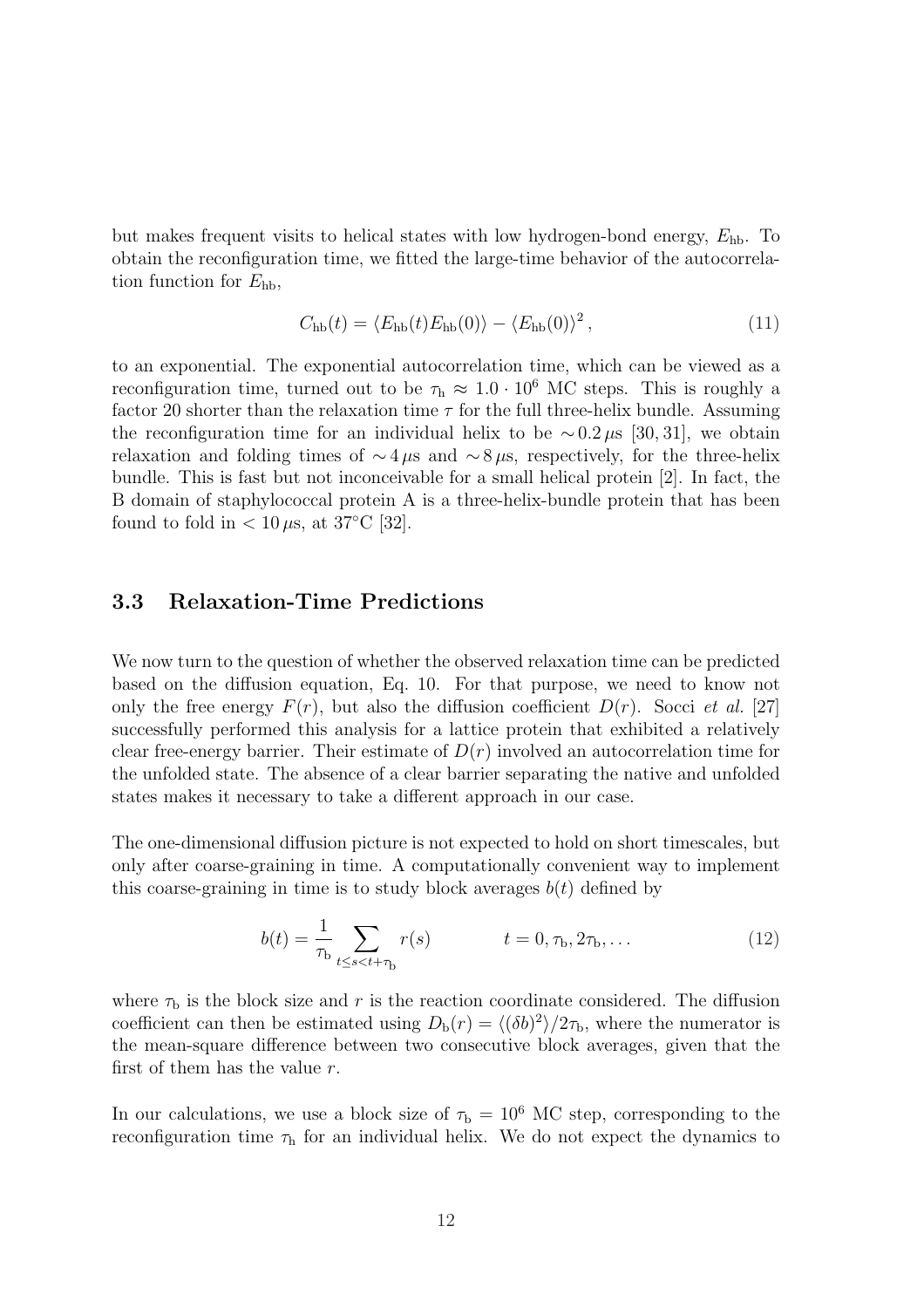but makes frequent visits to helical states with low hydrogen-bond energy, $E_{\rm hb}$. To obtain the reconfiguration time, we fitted the large-time behavior of the autocorrelation function for $E_{\rm hb}$,

$$C_{\rm hb}(t) = \langle E_{\rm hb}(t)E_{\rm hb}(0)\rangle - \langle E_{\rm hb}(0)\rangle^2 \,, \tag{11}$$

to an exponential. The exponential autocorrelation time, which can be viewed as a reconfiguration time, turned out to be $\tau_{\rm h} \approx 1.0 \cdot 10^6$ MC steps. This is roughly a factor 20 shorter than the relaxation time $\tau$ for the full three-helix bundle. Assuming the reconfiguration time for an individual helix to be $\sim 0.2\,\mu$s [30, 31], we obtain relaxation and folding times of $\sim 4\,\mu$s and $\sim 8\,\mu$s, respectively, for the three-helix bundle. This is fast but not inconceivable for a small helical protein [2]. In fact, the B domain of staphylococcal protein A is a three-helix-bundle protein that has been found to fold in $< 10\,\mu$s, at 37°C [32].

### 3.3 Relaxation-Time Predictions

We now turn to the question of whether the observed relaxation time can be predicted based on the diffusion equation, Eq. 10. For that purpose, we need to know not only the free energy $F(r)$, but also the diffusion coefficient $D(r)$. Socci *et al.* [27] successfully performed this analysis for a lattice protein that exhibited a relatively clear free-energy barrier. Their estimate of $D(r)$ involved an autocorrelation time for the unfolded state. The absence of a clear barrier separating the native and unfolded states makes it necessary to take a different approach in our case.

The one-dimensional diffusion picture is not expected to hold on short timescales, but only after coarse-graining in time. A computationally convenient way to implement this coarse-graining in time is to study block averages $b(t)$ defined by

$$b(t) = \frac{1}{\tau_{\rm b}} \sum_{t \le s < t+\tau_{\rm b}} r(s) \qquad\qquad t = 0, \tau_{\rm b}, 2\tau_{\rm b}, \ldots \tag{12}$$

where $\tau_{\rm b}$ is the block size and $r$ is the reaction coordinate considered. The diffusion coefficient can then be estimated using $D_{\rm b}(r) = \langle(\delta b)^2\rangle/2\tau_{\rm b}$, where the numerator is the mean-square difference between two consecutive block averages, given that the first of them has the value $r$.

In our calculations, we use a block size of $\tau_{\rm b} = 10^6$ MC step, corresponding to the reconfiguration time $\tau_{\rm h}$ for an individual helix. We do not expect the dynamics to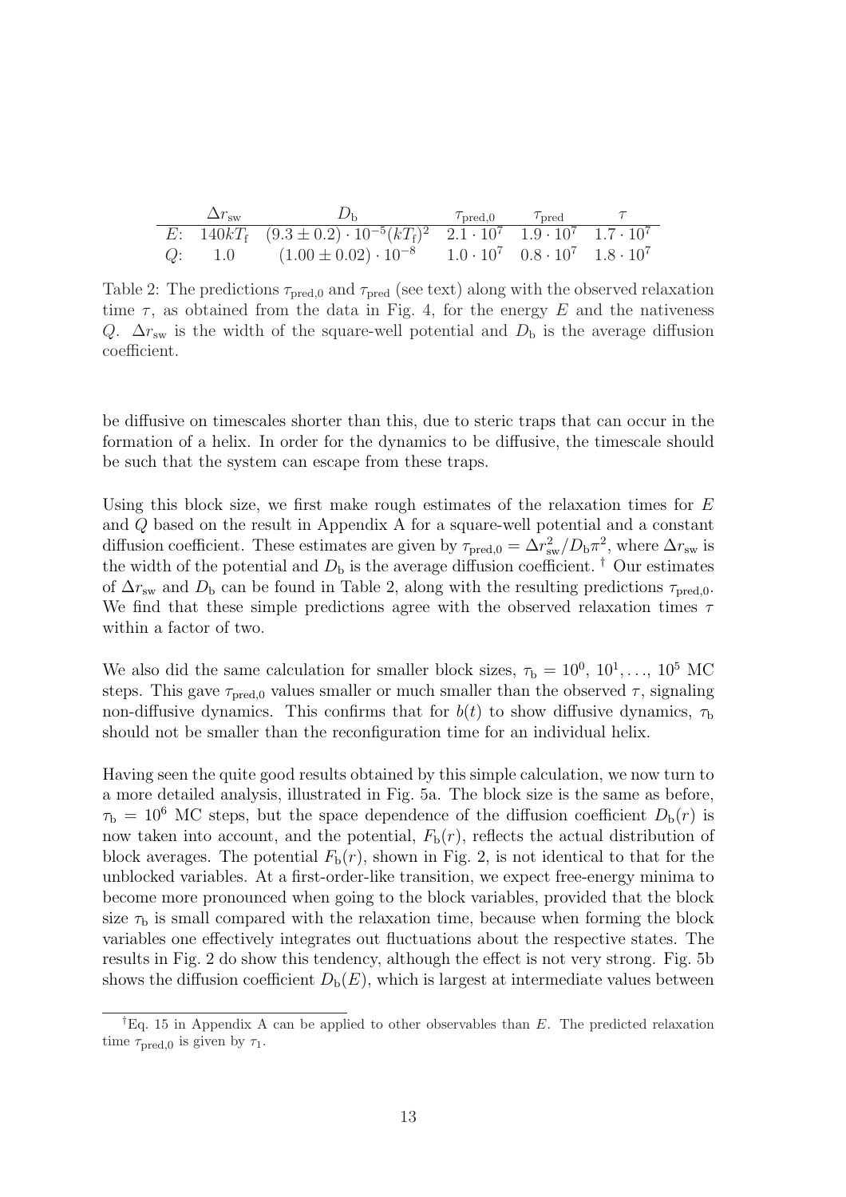| | $\Delta r_{\rm sw}$ | $D_{\rm b}$ | $\tau_{\rm pred,0}$ | $\tau_{\rm pred}$ | $\tau$ |
|---|---|---|---|---|---|
| $E$: | $140kT_{\rm f}$ | $(9.3 \pm 0.2) \cdot 10^{-5} (kT_{\rm f})^2$ | $2.1 \cdot 10^7$ | $1.9 \cdot 10^7$ | $1.7 \cdot 10^7$ |
| $Q$: | 1.0 | $(1.00 \pm 0.02) \cdot 10^{-8}$ | $1.0 \cdot 10^7$ | $0.8 \cdot 10^7$ | $1.8 \cdot 10^7$ |

Table 2: The predictions $\tau_{\rm pred,0}$ and $\tau_{\rm pred}$ (see text) along with the observed relaxation time $\tau$, as obtained from the data in Fig. 4, for the energy $E$ and the nativeness $Q$. $\Delta r_{\rm sw}$ is the width of the square-well potential and $D_{\rm b}$ is the average diffusion coefficient.

be diffusive on timescales shorter than this, due to steric traps that can occur in the formation of a helix. In order for the dynamics to be diffusive, the timescale should be such that the system can escape from these traps.

Using this block size, we first make rough estimates of the relaxation times for $E$ and $Q$ based on the result in Appendix A for a square-well potential and a constant diffusion coefficient. These estimates are given by $\tau_{\rm pred,0} = \Delta r_{\rm sw}^2 / D_{\rm b} \pi^2$, where $\Delta r_{\rm sw}$ is the width of the potential and $D_{\rm b}$ is the average diffusion coefficient. [†] Our estimates of $\Delta r_{\rm sw}$ and $D_{\rm b}$ can be found in Table 2, along with the resulting predictions $\tau_{\rm pred,0}$. We find that these simple predictions agree with the observed relaxation times $\tau$ within a factor of two.

We also did the same calculation for smaller block sizes, $\tau_{\rm b} = 10^0, 10^1, \ldots, 10^5$ MC steps. This gave $\tau_{\rm pred,0}$ values smaller or much smaller than the observed $\tau$, signaling non-diffusive dynamics. This confirms that for $b(t)$ to show diffusive dynamics, $\tau_{\rm b}$ should not be smaller than the reconfiguration time for an individual helix.

Having seen the quite good results obtained by this simple calculation, we now turn to a more detailed analysis, illustrated in Fig. 5a. The block size is the same as before, $\tau_{\rm b} = 10^6$ MC steps, but the space dependence of the diffusion coefficient $D_{\rm b}(r)$ is now taken into account, and the potential, $F_{\rm b}(r)$, reflects the actual distribution of block averages. The potential $F_{\rm b}(r)$, shown in Fig. 2, is not identical to that for the unblocked variables. At a first-order-like transition, we expect free-energy minima to become more pronounced when going to the block variables, provided that the block size $\tau_{\rm b}$ is small compared with the relaxation time, because when forming the block variables one effectively integrates out fluctuations about the respective states. The results in Fig. 2 do show this tendency, although the effect is not very strong. Fig. 5b shows the diffusion coefficient $D_{\rm b}(E)$, which is largest at intermediate values between

[†] Eq. 15 in Appendix A can be applied to other observables than $E$. The predicted relaxation time $\tau_{\rm pred,0}$ is given by $\tau_1$.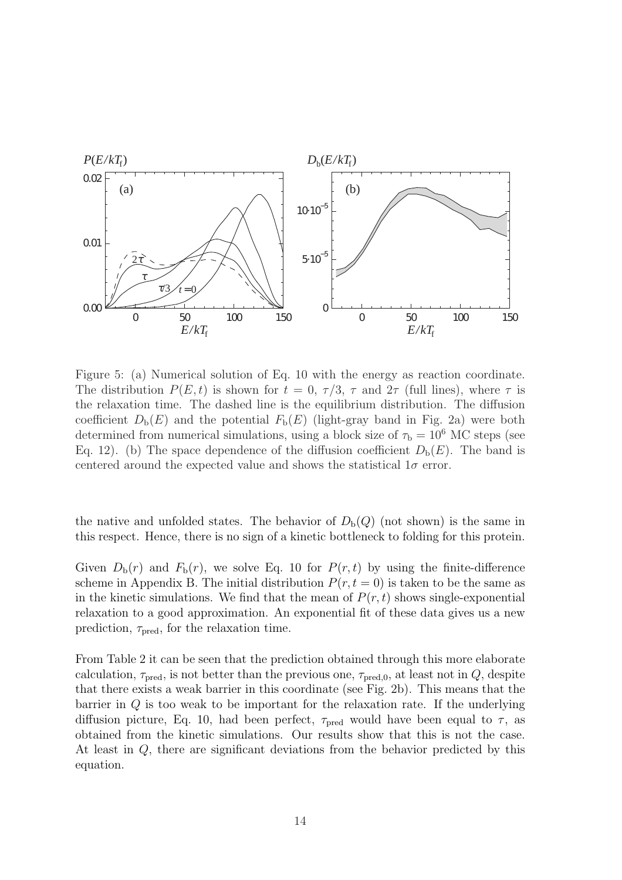Figure 5: (a) Numerical solution of Eq. 10 with the energy as reaction coordinate. The distribution $P(E,t)$ is shown for $t = 0$, $\tau/3$, $\tau$ and $2\tau$ (full lines), where $\tau$ is the relaxation time. The dashed line is the equilibrium distribution. The diffusion coefficient $D_{\rm b}(E)$ and the potential $F_{\rm b}(E)$ (light-gray band in Fig. 2a) were both determined from numerical simulations, using a block size of $\tau_{\rm b} = 10^6$ MC steps (see Eq. 12). (b) The space dependence of the diffusion coefficient $D_{\rm b}(E)$. The band is centered around the expected value and shows the statistical $1\sigma$ error.

the native and unfolded states. The behavior of $D_{\rm b}(Q)$ (not shown) is the same in this respect. Hence, there is no sign of a kinetic bottleneck to folding for this protein.

Given $D_{\rm b}(r)$ and $F_{\rm b}(r)$, we solve Eq. 10 for $P(r,t)$ by using the finite-difference scheme in Appendix B. The initial distribution $P(r,t=0)$ is taken to be the same as in the kinetic simulations. We find that the mean of $P(r,t)$ shows single-exponential relaxation to a good approximation. An exponential fit of these data gives us a new prediction, $\tau_{\rm pred}$, for the relaxation time.

From Table 2 it can be seen that the prediction obtained through this more elaborate calculation, $\tau_{\rm pred}$, is not better than the previous one, $\tau_{\rm pred,0}$, at least not in $Q$, despite that there exists a weak barrier in this coordinate (see Fig. 2b). This means that the barrier in $Q$ is too weak to be important for the relaxation rate. If the underlying diffusion picture, Eq. 10, had been perfect, $\tau_{\rm pred}$ would have been equal to $\tau$, as obtained from the kinetic simulations. Our results show that this is not the case. At least in $Q$, there are significant deviations from the behavior predicted by this equation.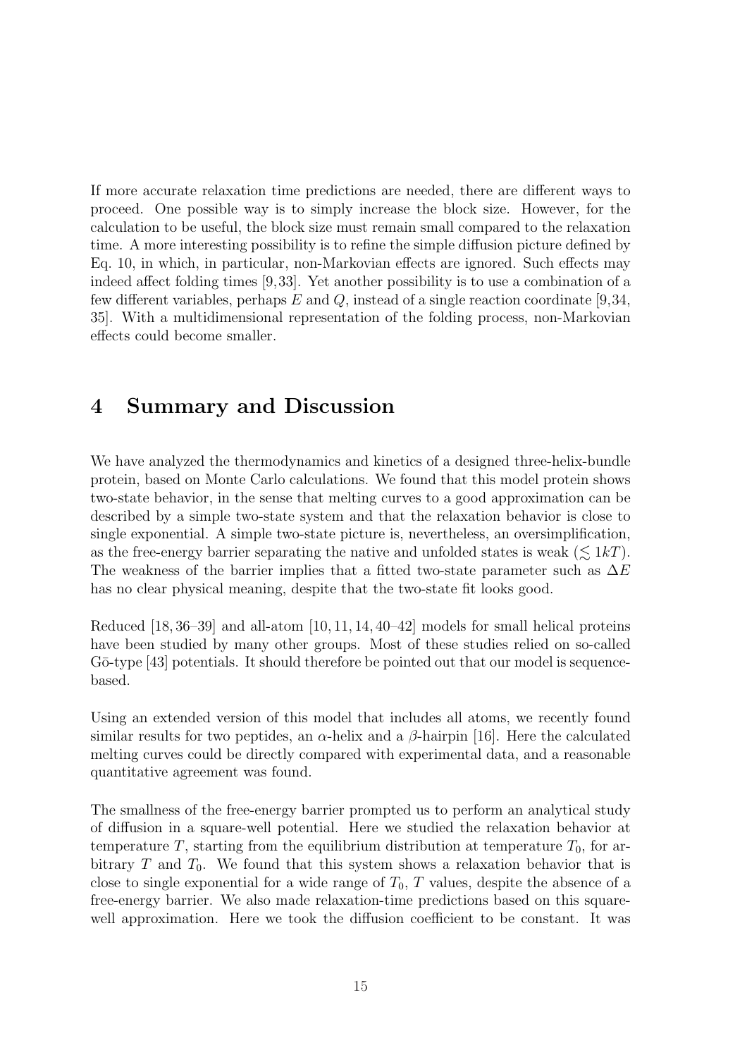If more accurate relaxation time predictions are needed, there are different ways to proceed. One possible way is to simply increase the block size. However, for the calculation to be useful, the block size must remain small compared to the relaxation time. A more interesting possibility is to refine the simple diffusion picture defined by Eq. 10, in which, in particular, non-Markovian effects are ignored. Such effects may indeed affect folding times [9,33]. Yet another possibility is to use a combination of a few different variables, perhaps $E$ and $Q$, instead of a single reaction coordinate [9,34, 35]. With a multidimensional representation of the folding process, non-Markovian effects could become smaller.

# 4 Summary and Discussion

We have analyzed the thermodynamics and kinetics of a designed three-helix-bundle protein, based on Monte Carlo calculations. We found that this model protein shows two-state behavior, in the sense that melting curves to a good approximation can be described by a simple two-state system and that the relaxation behavior is close to single exponential. A simple two-state picture is, nevertheless, an oversimplification, as the free-energy barrier separating the native and unfolded states is weak ($\lesssim 1kT$). The weakness of the barrier implies that a fitted two-state parameter such as $\Delta E$ has no clear physical meaning, despite that the two-state fit looks good.

Reduced [18, 36–39] and all-atom [10, 11, 14, 40–42] models for small helical proteins have been studied by many other groups. Most of these studies relied on so-called Gō-type [43] potentials. It should therefore be pointed out that our model is sequence-based.

Using an extended version of this model that includes all atoms, we recently found similar results for two peptides, an $\alpha$-helix and a $\beta$-hairpin [16]. Here the calculated melting curves could be directly compared with experimental data, and a reasonable quantitative agreement was found.

The smallness of the free-energy barrier prompted us to perform an analytical study of diffusion in a square-well potential. Here we studied the relaxation behavior at temperature $T$, starting from the equilibrium distribution at temperature $T_0$, for arbitrary $T$ and $T_0$. We found that this system shows a relaxation behavior that is close to single exponential for a wide range of $T_0$, $T$ values, despite the absence of a free-energy barrier. We also made relaxation-time predictions based on this square-well approximation. Here we took the diffusion coefficient to be constant. It was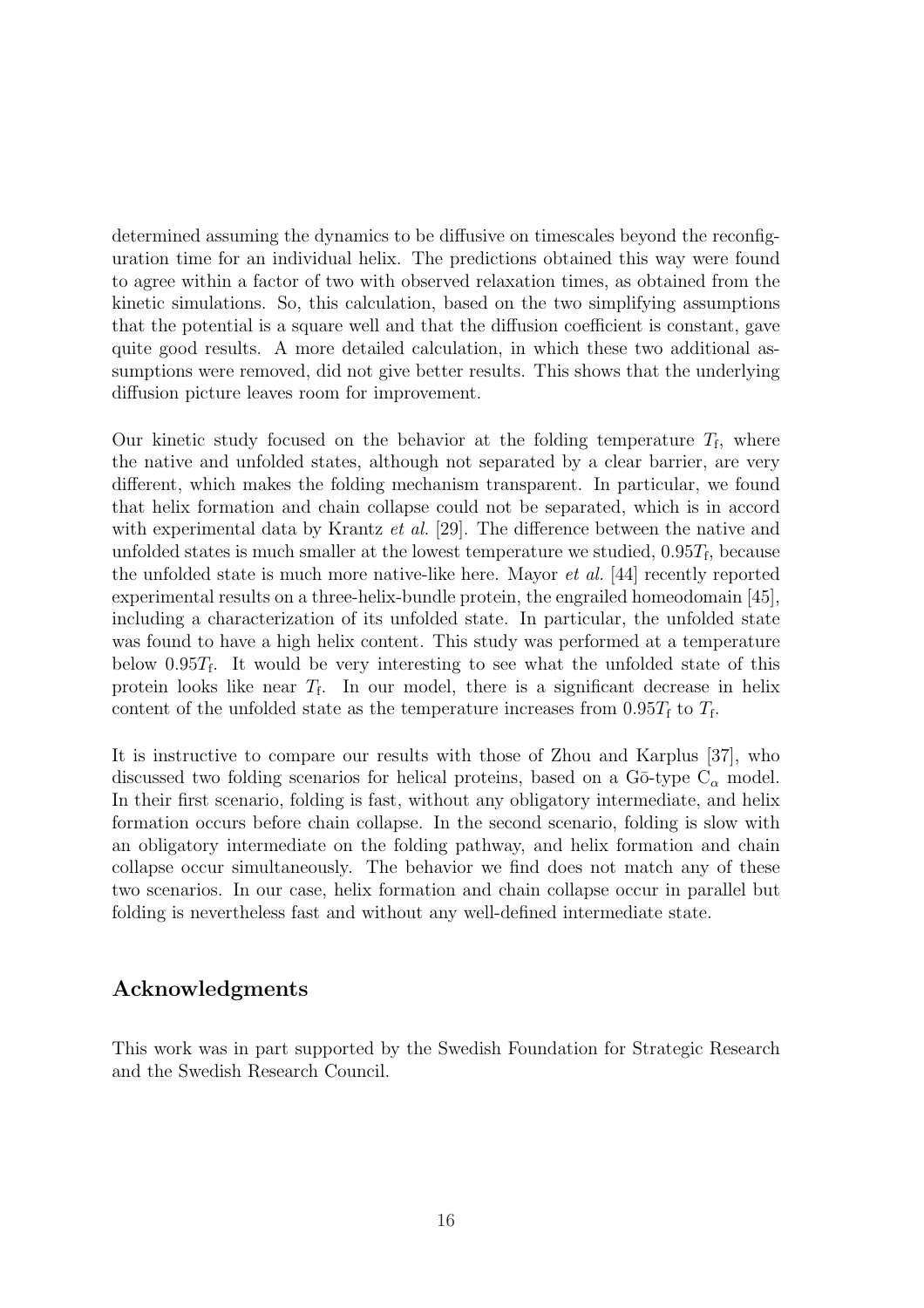determined assuming the dynamics to be diffusive on timescales beyond the reconfiguration time for an individual helix. The predictions obtained this way were found to agree within a factor of two with observed relaxation times, as obtained from the kinetic simulations. So, this calculation, based on the two simplifying assumptions that the potential is a square well and that the diffusion coefficient is constant, gave quite good results. A more detailed calculation, in which these two additional assumptions were removed, did not give better results. This shows that the underlying diffusion picture leaves room for improvement.

Our kinetic study focused on the behavior at the folding temperature $T_\mathrm{f}$, where the native and unfolded states, although not separated by a clear barrier, are very different, which makes the folding mechanism transparent. In particular, we found that helix formation and chain collapse could not be separated, which is in accord with experimental data by Krantz *et al.* [29]. The difference between the native and unfolded states is much smaller at the lowest temperature we studied, $0.95T_\mathrm{f}$, because the unfolded state is much more native-like here. Mayor *et al.* [44] recently reported experimental results on a three-helix-bundle protein, the engrailed homeodomain [45], including a characterization of its unfolded state. In particular, the unfolded state was found to have a high helix content. This study was performed at a temperature below $0.95T_\mathrm{f}$. It would be very interesting to see what the unfolded state of this protein looks like near $T_\mathrm{f}$. In our model, there is a significant decrease in helix content of the unfolded state as the temperature increases from $0.95T_\mathrm{f}$ to $T_\mathrm{f}$.

It is instructive to compare our results with those of Zhou and Karplus [37], who discussed two folding scenarios for helical proteins, based on a Gō-type $\mathrm{C}_\alpha$ model. In their first scenario, folding is fast, without any obligatory intermediate, and helix formation occurs before chain collapse. In the second scenario, folding is slow with an obligatory intermediate on the folding pathway, and helix formation and chain collapse occur simultaneously. The behavior we find does not match any of these two scenarios. In our case, helix formation and chain collapse occur in parallel but folding is nevertheless fast and without any well-defined intermediate state.

## Acknowledgments

This work was in part supported by the Swedish Foundation for Strategic Research and the Swedish Research Council.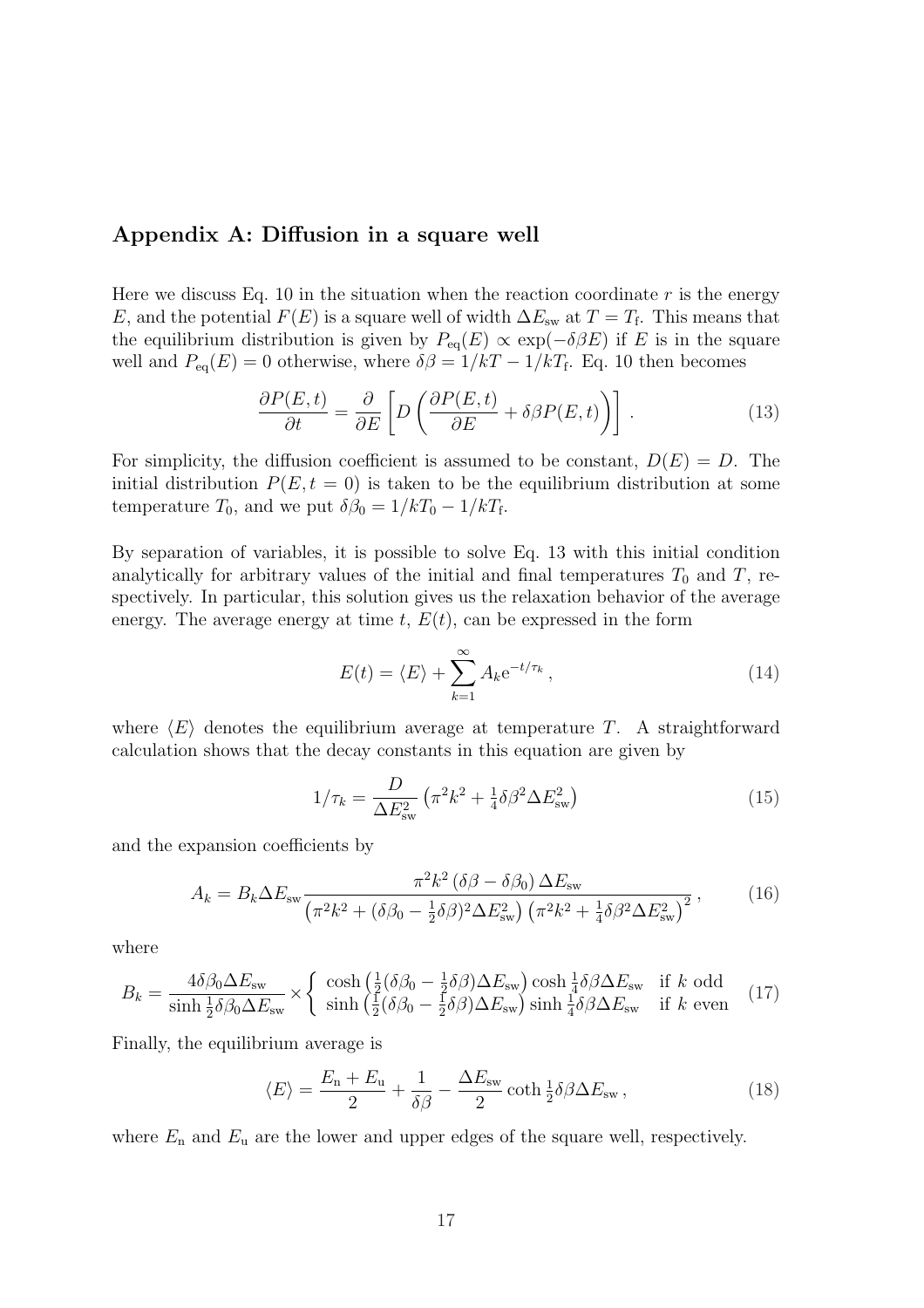## Appendix A: Diffusion in a square well

Here we discuss Eq. 10 in the situation when the reaction coordinate $r$ is the energy $E$, and the potential $F(E)$ is a square well of width $\Delta E_{\mathrm{sw}}$ at $T = T_{\mathrm{f}}$. This means that the equilibrium distribution is given by $P_{\mathrm{eq}}(E) \propto \exp(-\delta\beta E)$ if $E$ is in the square well and $P_{\mathrm{eq}}(E) = 0$ otherwise, where $\delta\beta = 1/kT - 1/kT_{\mathrm{f}}$. Eq. 10 then becomes

$$\frac{\partial P(E,t)}{\partial t} = \frac{\partial}{\partial E}\left[ D\left( \frac{\partial P(E,t)}{\partial E} + \delta\beta P(E,t) \right) \right] . \tag{13}$$

For simplicity, the diffusion coefficient is assumed to be constant, $D(E) = D$. The initial distribution $P(E, t = 0)$ is taken to be the equilibrium distribution at some temperature $T_0$, and we put $\delta\beta_0 = 1/kT_0 - 1/kT_{\mathrm{f}}$.

By separation of variables, it is possible to solve Eq. 13 with this initial condition analytically for arbitrary values of the initial and final temperatures $T_0$ and $T$, respectively. In particular, this solution gives us the relaxation behavior of the average energy. The average energy at time $t$, $E(t)$, can be expressed in the form

$$E(t) = \langle E \rangle + \sum_{k=1}^{\infty} A_k \mathrm{e}^{-t/\tau_k} , \tag{14}$$

where $\langle E \rangle$ denotes the equilibrium average at temperature $T$. A straightforward calculation shows that the decay constants in this equation are given by

$$1/\tau_k = \frac{D}{\Delta E_{\mathrm{sw}}^2}\left( \pi^2 k^2 + \tfrac{1}{4}\delta\beta^2 \Delta E_{\mathrm{sw}}^2 \right) \tag{15}$$

and the expansion coefficients by

$$A_k = B_k \Delta E_{\mathrm{sw}} \frac{\pi^2 k^2 \left(\delta\beta - \delta\beta_0\right) \Delta E_{\mathrm{sw}}}{\left( \pi^2 k^2 + (\delta\beta_0 - \frac{1}{2}\delta\beta)^2 \Delta E_{\mathrm{sw}}^2 \right) \left( \pi^2 k^2 + \frac{1}{4}\delta\beta^2 \Delta E_{\mathrm{sw}}^2 \right)^2} , \tag{16}$$

where

$$B_k = \frac{4\delta\beta_0 \Delta E_{\mathrm{sw}}}{\sinh \frac{1}{2}\delta\beta_0 \Delta E_{\mathrm{sw}}} \times \begin{cases} \cosh\left( \frac{1}{2}(\delta\beta_0 - \frac{1}{2}\delta\beta)\Delta E_{\mathrm{sw}} \right) \cosh \frac{1}{4}\delta\beta \Delta E_{\mathrm{sw}} & \text{if } k \text{ odd} \\ \sinh\left( \frac{1}{2}(\delta\beta_0 - \frac{1}{2}\delta\beta)\Delta E_{\mathrm{sw}} \right) \sinh \frac{1}{4}\delta\beta \Delta E_{\mathrm{sw}} & \text{if } k \text{ even} \end{cases} \tag{17}$$

Finally, the equilibrium average is

$$\langle E \rangle = \frac{E_{\mathrm{n}} + E_{\mathrm{u}}}{2} + \frac{1}{\delta\beta} - \frac{\Delta E_{\mathrm{sw}}}{2} \coth \tfrac{1}{2}\delta\beta \Delta E_{\mathrm{sw}} , \tag{18}$$

where $E_{\mathrm{n}}$ and $E_{\mathrm{u}}$ are the lower and upper edges of the square well, respectively.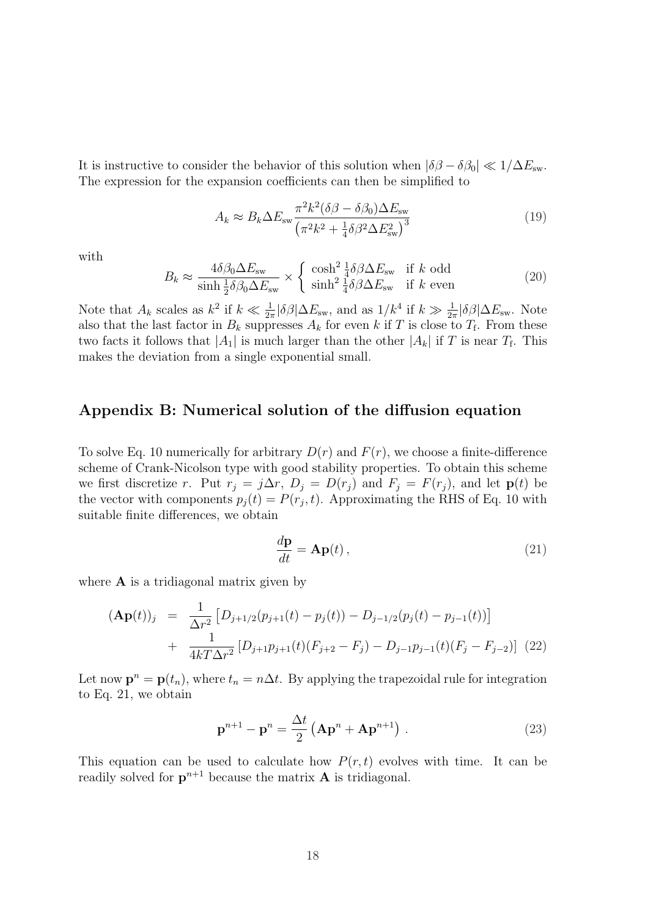It is instructive to consider the behavior of this solution when $|\delta\beta - \delta\beta_0| \ll 1/\Delta E_{\rm sw}$. The expression for the expansion coefficients can then be simplified to

$$A_k \approx B_k \Delta E_{\rm sw} \frac{\pi^2 k^2 (\delta\beta - \delta\beta_0)\Delta E_{\rm sw}}{\left(\pi^2 k^2 + \frac{1}{4}\delta\beta^2 \Delta E_{\rm sw}^2\right)^3} \tag{19}$$

with

$$B_k \approx \frac{4\delta\beta_0 \Delta E_{\rm sw}}{\sinh \frac{1}{2}\delta\beta_0 \Delta E_{\rm sw}} \times \begin{cases} \cosh^2 \frac{1}{4}\delta\beta\Delta E_{\rm sw} & \text{if } k \text{ odd} \\ \sinh^2 \frac{1}{4}\delta\beta\Delta E_{\rm sw} & \text{if } k \text{ even} \end{cases} \tag{20}$$

Note that $A_k$ scales as $k^2$ if $k \ll \frac{1}{2\pi}|\delta\beta|\Delta E_{\rm sw}$, and as $1/k^4$ if $k \gg \frac{1}{2\pi}|\delta\beta|\Delta E_{\rm sw}$. Note also that the last factor in $B_k$ suppresses $A_k$ for even $k$ if $T$ is close to $T_{\rm f}$. From these two facts it follows that $|A_1|$ is much larger than the other $|A_k|$ if $T$ is near $T_{\rm f}$. This makes the deviation from a single exponential small.

## Appendix B: Numerical solution of the diffusion equation

To solve Eq. 10 numerically for arbitrary $D(r)$ and $F(r)$, we choose a finite-difference scheme of Crank-Nicolson type with good stability properties. To obtain this scheme we first discretize $r$. Put $r_j = j\Delta r$, $D_j = D(r_j)$ and $F_j = F(r_j)$, and let $\mathbf{p}(t)$ be the vector with components $p_j(t) = P(r_j, t)$. Approximating the RHS of Eq. 10 with suitable finite differences, we obtain

$$\frac{d\mathbf{p}}{dt} = \mathbf{A}\mathbf{p}(t)\,, \tag{21}$$

where $\mathbf{A}$ is a tridiagonal matrix given by

$$\begin{aligned}(\mathbf{A}\mathbf{p}(t))_j &= \frac{1}{\Delta r^2}\left[D_{j+1/2}(p_{j+1}(t) - p_j(t)) - D_{j-1/2}(p_j(t) - p_{j-1}(t))\right] \\ &+ \frac{1}{4kT\Delta r^2}\left[D_{j+1}p_{j+1}(t)(F_{j+2} - F_j) - D_{j-1}p_{j-1}(t)(F_j - F_{j-2})\right]\end{aligned} \tag{22}$$

Let now $\mathbf{p}^n = \mathbf{p}(t_n)$, where $t_n = n\Delta t$. By applying the trapezoidal rule for integration to Eq. 21, we obtain

$$\mathbf{p}^{n+1} - \mathbf{p}^n = \frac{\Delta t}{2}\left(\mathbf{A}\mathbf{p}^n + \mathbf{A}\mathbf{p}^{n+1}\right)\,. \tag{23}$$

This equation can be used to calculate how $P(r,t)$ evolves with time. It can be readily solved for $\mathbf{p}^{n+1}$ because the matrix $\mathbf{A}$ is tridiagonal.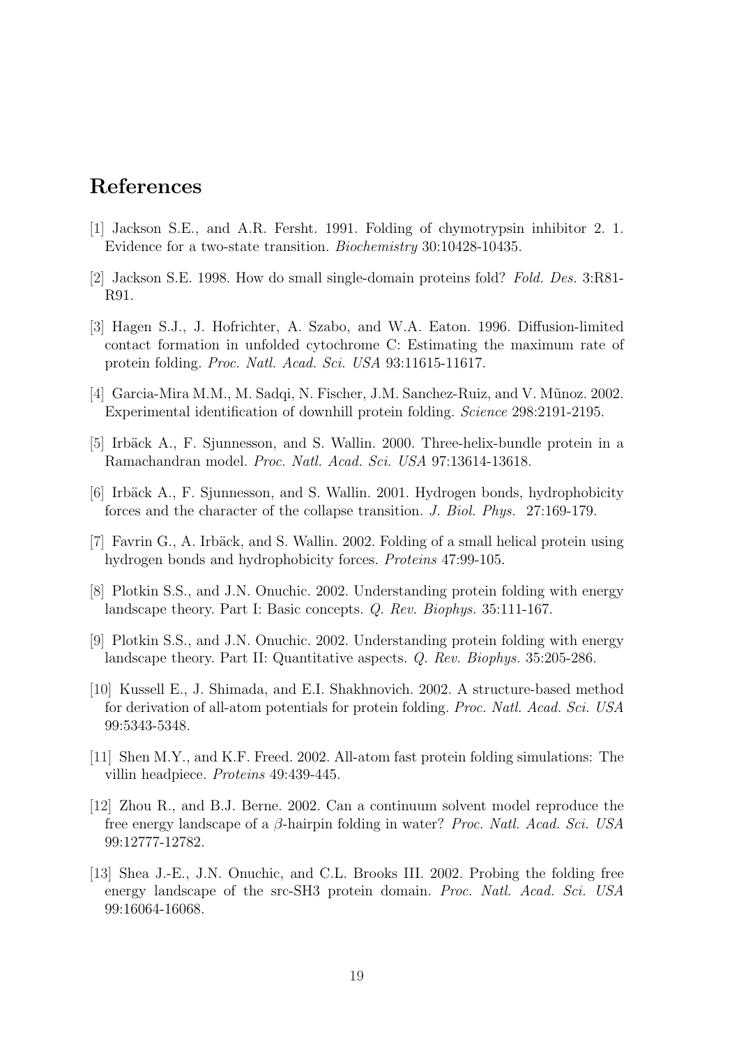# References

[1] Jackson S.E., and A.R. Fersht. 1991. Folding of chymotrypsin inhibitor 2. 1. Evidence for a two-state transition. *Biochemistry* 30:10428-10435.

[2] Jackson S.E. 1998. How do small single-domain proteins fold? *Fold. Des.* 3:R81-R91.

[3] Hagen S.J., J. Hofrichter, A. Szabo, and W.A. Eaton. 1996. Diffusion-limited contact formation in unfolded cytochrome C: Estimating the maximum rate of protein folding. *Proc. Natl. Acad. Sci. USA* 93:11615-11617.

[4] Garcia-Mira M.M., M. Sadqi, N. Fischer, J.M. Sanchez-Ruiz, and V. Mũnoz. 2002. Experimental identification of downhill protein folding. *Science* 298:2191-2195.

[5] Irbäck A., F. Sjunnesson, and S. Wallin. 2000. Three-helix-bundle protein in a Ramachandran model. *Proc. Natl. Acad. Sci. USA* 97:13614-13618.

[6] Irbäck A., F. Sjunnesson, and S. Wallin. 2001. Hydrogen bonds, hydrophobicity forces and the character of the collapse transition. *J. Biol. Phys.* 27:169-179.

[7] Favrin G., A. Irbäck, and S. Wallin. 2002. Folding of a small helical protein using hydrogen bonds and hydrophobicity forces. *Proteins* 47:99-105.

[8] Plotkin S.S., and J.N. Onuchic. 2002. Understanding protein folding with energy landscape theory. Part I: Basic concepts. *Q. Rev. Biophys.* 35:111-167.

[9] Plotkin S.S., and J.N. Onuchic. 2002. Understanding protein folding with energy landscape theory. Part II: Quantitative aspects. *Q. Rev. Biophys.* 35:205-286.

[10] Kussell E., J. Shimada, and E.I. Shakhnovich. 2002. A structure-based method for derivation of all-atom potentials for protein folding. *Proc. Natl. Acad. Sci. USA* 99:5343-5348.

[11] Shen M.Y., and K.F. Freed. 2002. All-atom fast protein folding simulations: The villin headpiece. *Proteins* 49:439-445.

[12] Zhou R., and B.J. Berne. 2002. Can a continuum solvent model reproduce the free energy landscape of a $\beta$-hairpin folding in water? *Proc. Natl. Acad. Sci. USA* 99:12777-12782.

[13] Shea J.-E., J.N. Onuchic, and C.L. Brooks III. 2002. Probing the folding free energy landscape of the src-SH3 protein domain. *Proc. Natl. Acad. Sci. USA* 99:16064-16068.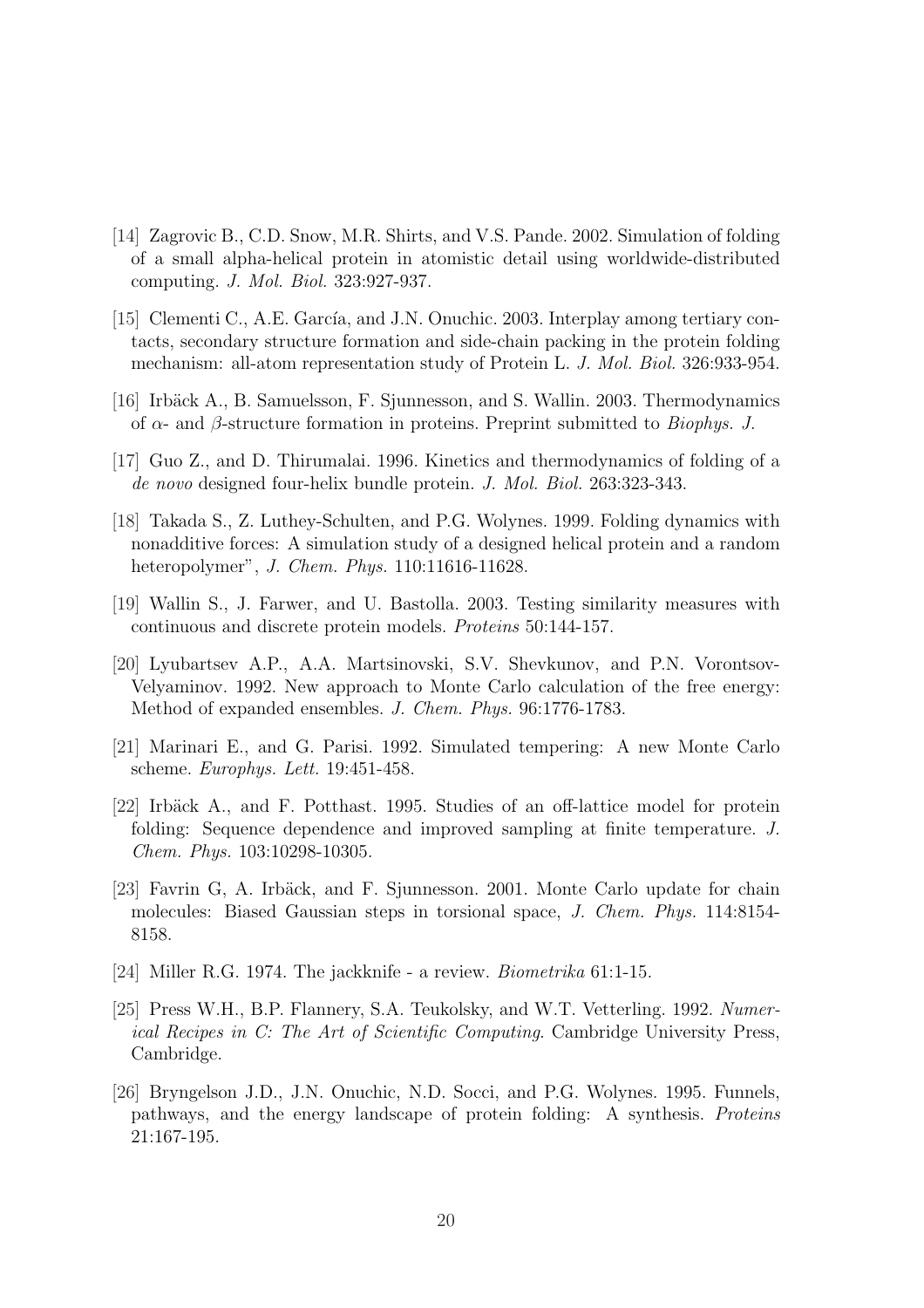[14] Zagrovic B., C.D. Snow, M.R. Shirts, and V.S. Pande. 2002. Simulation of folding of a small alpha-helical protein in atomistic detail using worldwide-distributed computing. *J. Mol. Biol.* 323:927-937.

[15] Clementi C., A.E. García, and J.N. Onuchic. 2003. Interplay among tertiary contacts, secondary structure formation and side-chain packing in the protein folding mechanism: all-atom representation study of Protein L. *J. Mol. Biol.* 326:933-954.

[16] Irbäck A., B. Samuelsson, F. Sjunnesson, and S. Wallin. 2003. Thermodynamics of $\alpha$- and $\beta$-structure formation in proteins. Preprint submitted to *Biophys. J.*

[17] Guo Z., and D. Thirumalai. 1996. Kinetics and thermodynamics of folding of a *de novo* designed four-helix bundle protein. *J. Mol. Biol.* 263:323-343.

[18] Takada S., Z. Luthey-Schulten, and P.G. Wolynes. 1999. Folding dynamics with nonadditive forces: A simulation study of a designed helical protein and a random heteropolymer", *J. Chem. Phys.* 110:11616-11628.

[19] Wallin S., J. Farwer, and U. Bastolla. 2003. Testing similarity measures with continuous and discrete protein models. *Proteins* 50:144-157.

[20] Lyubartsev A.P., A.A. Martsinovski, S.V. Shevkunov, and P.N. Vorontsov-Velyaminov. 1992. New approach to Monte Carlo calculation of the free energy: Method of expanded ensembles. *J. Chem. Phys.* 96:1776-1783.

[21] Marinari E., and G. Parisi. 1992. Simulated tempering: A new Monte Carlo scheme. *Europhys. Lett.* 19:451-458.

[22] Irbäck A., and F. Potthast. 1995. Studies of an off-lattice model for protein folding: Sequence dependence and improved sampling at finite temperature. *J. Chem. Phys.* 103:10298-10305.

[23] Favrin G, A. Irbäck, and F. Sjunnesson. 2001. Monte Carlo update for chain molecules: Biased Gaussian steps in torsional space, *J. Chem. Phys.* 114:8154-8158.

[24] Miller R.G. 1974. The jackknife - a review. *Biometrika* 61:1-15.

[25] Press W.H., B.P. Flannery, S.A. Teukolsky, and W.T. Vetterling. 1992. *Numerical Recipes in C: The Art of Scientific Computing*. Cambridge University Press, Cambridge.

[26] Bryngelson J.D., J.N. Onuchic, N.D. Socci, and P.G. Wolynes. 1995. Funnels, pathways, and the energy landscape of protein folding: A synthesis. *Proteins* 21:167-195.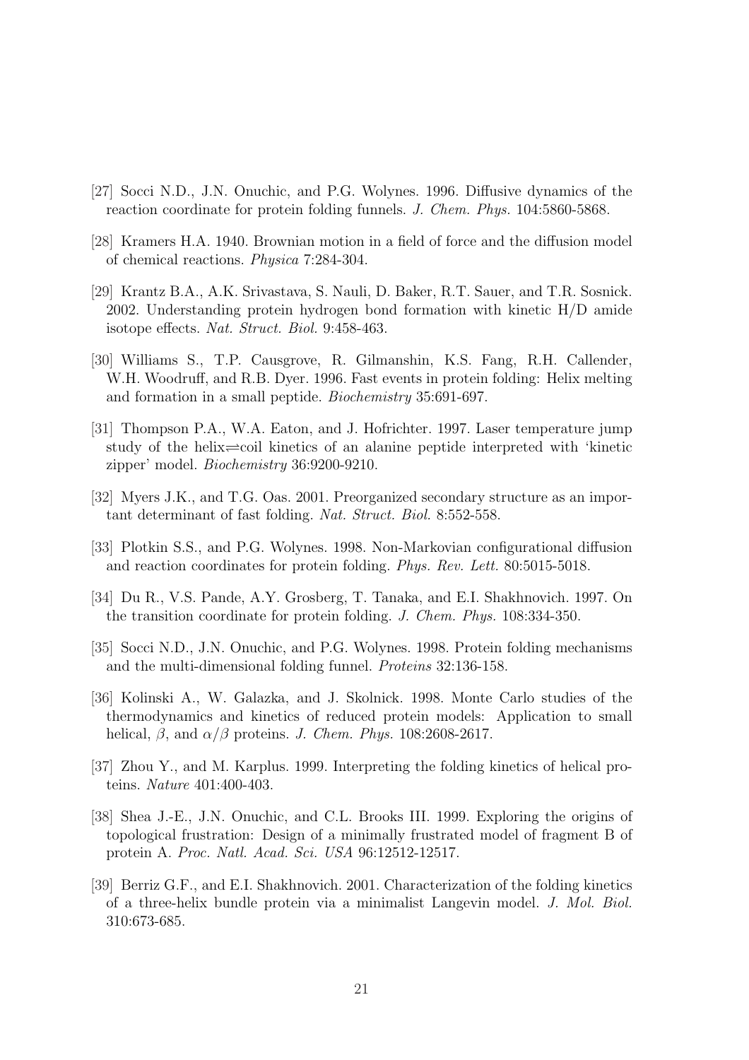[27] Socci N.D., J.N. Onuchic, and P.G. Wolynes. 1996. Diffusive dynamics of the reaction coordinate for protein folding funnels. *J. Chem. Phys.* 104:5860-5868.

[28] Kramers H.A. 1940. Brownian motion in a field of force and the diffusion model of chemical reactions. *Physica* 7:284-304.

[29] Krantz B.A., A.K. Srivastava, S. Nauli, D. Baker, R.T. Sauer, and T.R. Sosnick. 2002. Understanding protein hydrogen bond formation with kinetic H/D amide isotope effects. *Nat. Struct. Biol.* 9:458-463.

[30] Williams S., T.P. Causgrove, R. Gilmanshin, K.S. Fang, R.H. Callender, W.H. Woodruff, and R.B. Dyer. 1996. Fast events in protein folding: Helix melting and formation in a small peptide. *Biochemistry* 35:691-697.

[31] Thompson P.A., W.A. Eaton, and J. Hofrichter. 1997. Laser temperature jump study of the helix$\rightleftharpoons$coil kinetics of an alanine peptide interpreted with 'kinetic zipper' model. *Biochemistry* 36:9200-9210.

[32] Myers J.K., and T.G. Oas. 2001. Preorganized secondary structure as an important determinant of fast folding. *Nat. Struct. Biol.* 8:552-558.

[33] Plotkin S.S., and P.G. Wolynes. 1998. Non-Markovian configurational diffusion and reaction coordinates for protein folding. *Phys. Rev. Lett.* 80:5015-5018.

[34] Du R., V.S. Pande, A.Y. Grosberg, T. Tanaka, and E.I. Shakhnovich. 1997. On the transition coordinate for protein folding. *J. Chem. Phys.* 108:334-350.

[35] Socci N.D., J.N. Onuchic, and P.G. Wolynes. 1998. Protein folding mechanisms and the multi-dimensional folding funnel. *Proteins* 32:136-158.

[36] Kolinski A., W. Galazka, and J. Skolnick. 1998. Monte Carlo studies of the thermodynamics and kinetics of reduced protein models: Application to small helical, $\beta$, and $\alpha/\beta$ proteins. *J. Chem. Phys.* 108:2608-2617.

[37] Zhou Y., and M. Karplus. 1999. Interpreting the folding kinetics of helical proteins. *Nature* 401:400-403.

[38] Shea J.-E., J.N. Onuchic, and C.L. Brooks III. 1999. Exploring the origins of topological frustration: Design of a minimally frustrated model of fragment B of protein A. *Proc. Natl. Acad. Sci. USA* 96:12512-12517.

[39] Berriz G.F., and E.I. Shakhnovich. 2001. Characterization of the folding kinetics of a three-helix bundle protein via a minimalist Langevin model. *J. Mol. Biol.* 310:673-685.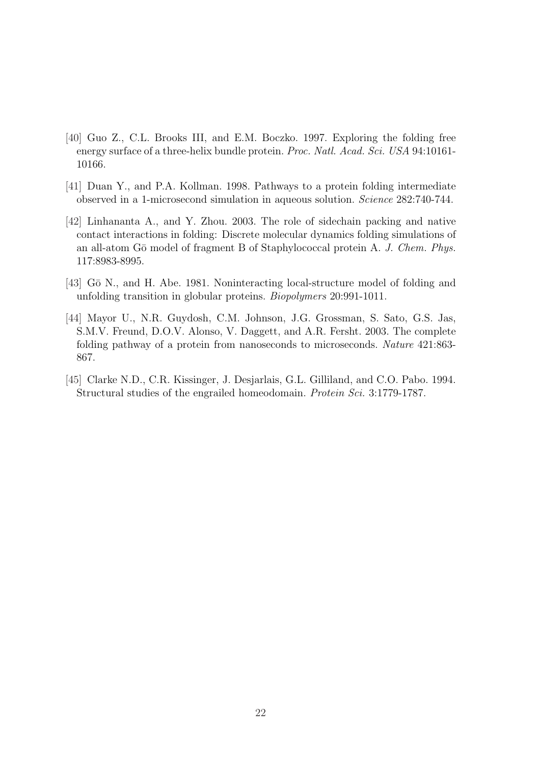[40] Guo Z., C.L. Brooks III, and E.M. Boczko. 1997. Exploring the folding free energy surface of a three-helix bundle protein. *Proc. Natl. Acad. Sci. USA* 94:10161-10166.

[41] Duan Y., and P.A. Kollman. 1998. Pathways to a protein folding intermediate observed in a 1-microsecond simulation in aqueous solution. *Science* 282:740-744.

[42] Linhananta A., and Y. Zhou. 2003. The role of sidechain packing and native contact interactions in folding: Discrete molecular dynamics folding simulations of an all-atom Gō model of fragment B of Staphylococcal protein A. *J. Chem. Phys.* 117:8983-8995.

[43] Gō N., and H. Abe. 1981. Noninteracting local-structure model of folding and unfolding transition in globular proteins. *Biopolymers* 20:991-1011.

[44] Mayor U., N.R. Guydosh, C.M. Johnson, J.G. Grossman, S. Sato, G.S. Jas, S.M.V. Freund, D.O.V. Alonso, V. Daggett, and A.R. Fersht. 2003. The complete folding pathway of a protein from nanoseconds to microseconds. *Nature* 421:863-867.

[45] Clarke N.D., C.R. Kissinger, J. Desjarlais, G.L. Gilliland, and C.O. Pabo. 1994. Structural studies of the engrailed homeodomain. *Protein Sci.* 3:1779-1787.